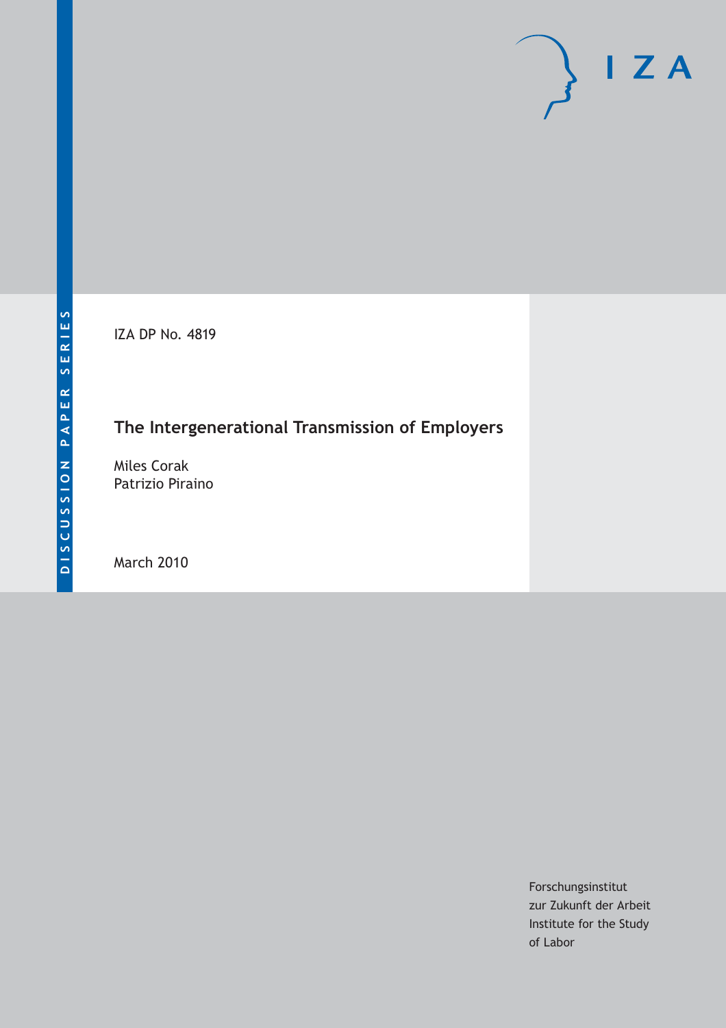DISCUSSION PAPER SERIES

IZA

IZA DP No. 4819

# The Intergenerational Transmission of Employers

Miles Corak
Patrizio Piraino

March 2010

Forschungsinstitut
zur Zukunft der Arbeit
Institute for the Study
of Labor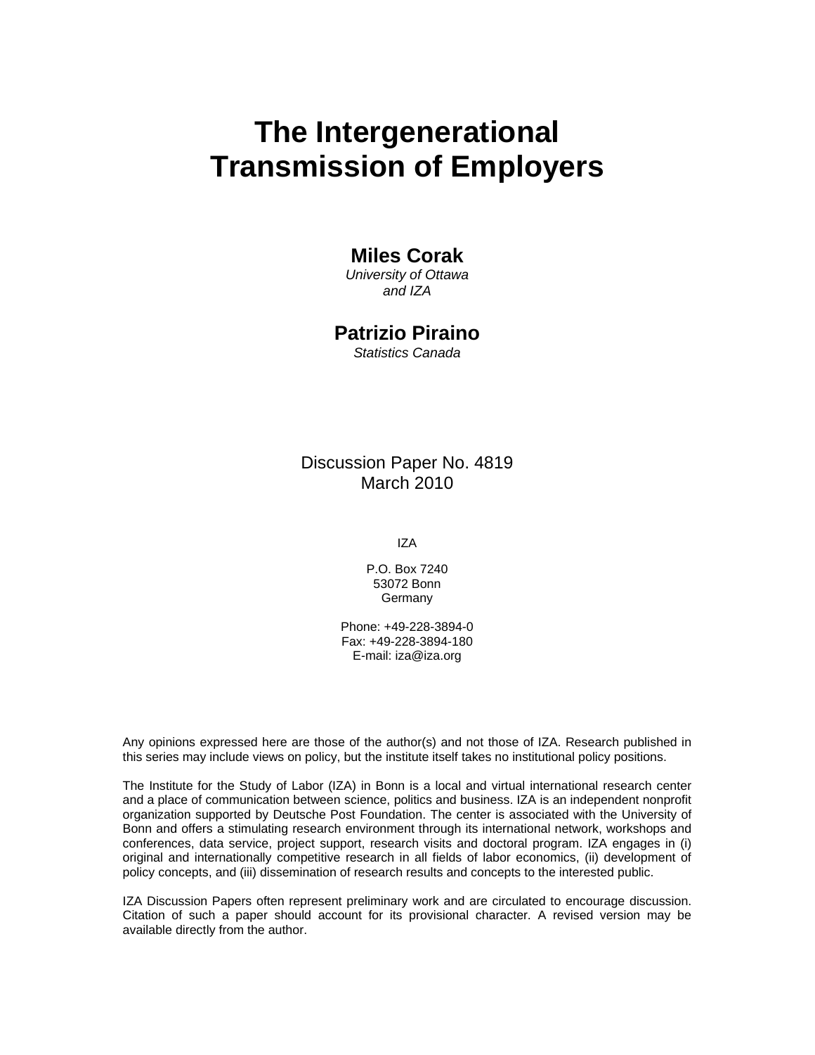# The Intergenerational Transmission of Employers

**Miles Corak**
*University of Ottawa and IZA*

**Patrizio Piraino**
*Statistics Canada*

Discussion Paper No. 4819
March 2010

IZA

P.O. Box 7240
53072 Bonn
Germany

Phone: +49-228-3894-0
Fax: +49-228-3894-180
E-mail: iza@iza.org

Any opinions expressed here are those of the author(s) and not those of IZA. Research published in this series may include views on policy, but the institute itself takes no institutional policy positions.

The Institute for the Study of Labor (IZA) in Bonn is a local and virtual international research center and a place of communication between science, politics and business. IZA is an independent nonprofit organization supported by Deutsche Post Foundation. The center is associated with the University of Bonn and offers a stimulating research environment through its international network, workshops and conferences, data service, project support, research visits and doctoral program. IZA engages in (i) original and internationally competitive research in all fields of labor economics, (ii) development of policy concepts, and (iii) dissemination of research results and concepts to the interested public.

IZA Discussion Papers often represent preliminary work and are circulated to encourage discussion. Citation of such a paper should account for its provisional character. A revised version may be available directly from the author.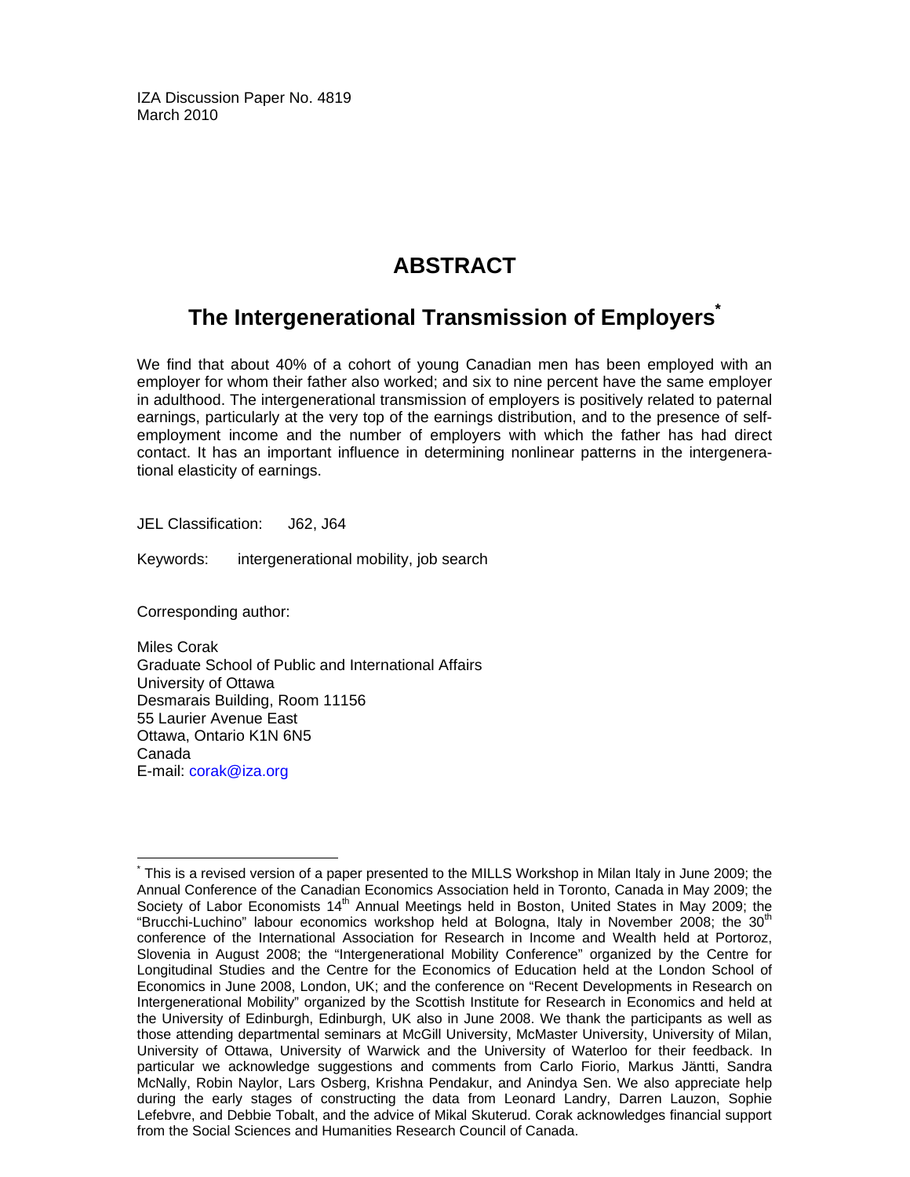IZA Discussion Paper No. 4819
March 2010

# ABSTRACT

## The Intergenerational Transmission of Employers*

We find that about 40% of a cohort of young Canadian men has been employed with an employer for whom their father also worked; and six to nine percent have the same employer in adulthood. The intergenerational transmission of employers is positively related to paternal earnings, particularly at the very top of the earnings distribution, and to the presence of self-employment income and the number of employers with which the father has had direct contact. It has an important influence in determining nonlinear patterns in the intergenerational elasticity of earnings.

JEL Classification: J62, J64

Keywords: intergenerational mobility, job search

Corresponding author:

Miles Corak
Graduate School of Public and International Affairs
University of Ottawa
Desmarais Building, Room 11156
55 Laurier Avenue East
Ottawa, Ontario K1N 6N5
Canada
E-mail: corak@iza.org

---

* This is a revised version of a paper presented to the MILLS Workshop in Milan Italy in June 2009; the Annual Conference of the Canadian Economics Association held in Toronto, Canada in May 2009; the Society of Labor Economists 14th Annual Meetings held in Boston, United States in May 2009; the "Brucchi-Luchino" labour economics workshop held at Bologna, Italy in November 2008; the 30th conference of the International Association for Research in Income and Wealth held at Portoroz, Slovenia in August 2008; the "Intergenerational Mobility Conference" organized by the Centre for Longitudinal Studies and the Centre for the Economics of Education held at the London School of Economics in June 2008, London, UK; and the conference on "Recent Developments in Research on Intergenerational Mobility" organized by the Scottish Institute for Research in Economics and held at the University of Edinburgh, Edinburgh, UK also in June 2008. We thank the participants as well as those attending departmental seminars at McGill University, McMaster University, University of Milan, University of Ottawa, University of Warwick and the University of Waterloo for their feedback. In particular we acknowledge suggestions and comments from Carlo Fiorio, Markus Jäntti, Sandra McNally, Robin Naylor, Lars Osberg, Krishna Pendakur, and Anindya Sen. We also appreciate help during the early stages of constructing the data from Leonard Landry, Darren Lauzon, Sophie Lefebvre, and Debbie Tobalt, and the advice of Mikal Skuterud. Corak acknowledges financial support from the Social Sciences and Humanities Research Council of Canada.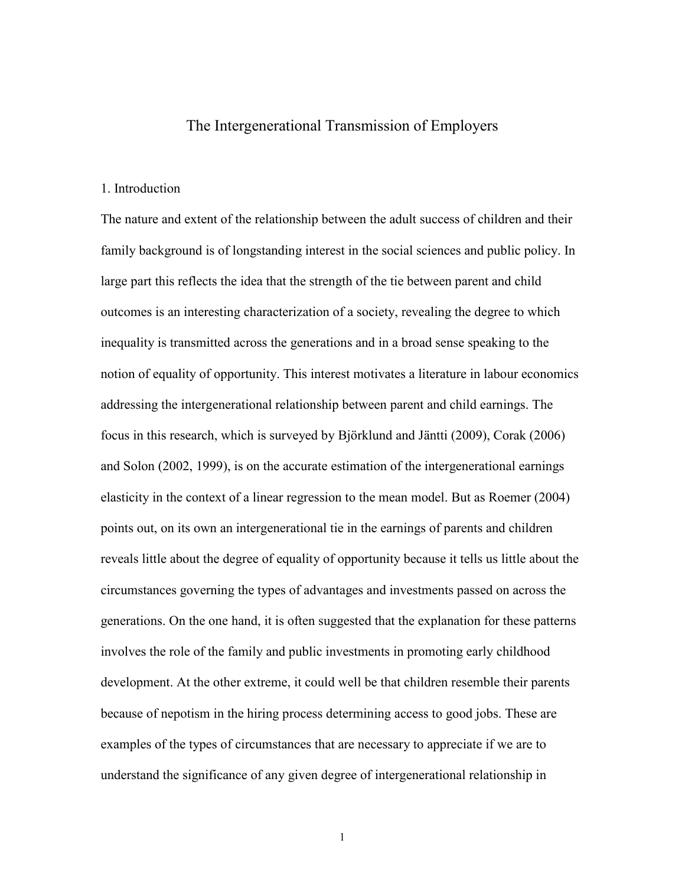# The Intergenerational Transmission of Employers

## 1. Introduction

The nature and extent of the relationship between the adult success of children and their family background is of longstanding interest in the social sciences and public policy. In large part this reflects the idea that the strength of the tie between parent and child outcomes is an interesting characterization of a society, revealing the degree to which inequality is transmitted across the generations and in a broad sense speaking to the notion of equality of opportunity. This interest motivates a literature in labour economics addressing the intergenerational relationship between parent and child earnings. The focus in this research, which is surveyed by Björklund and Jäntti (2009), Corak (2006) and Solon (2002, 1999), is on the accurate estimation of the intergenerational earnings elasticity in the context of a linear regression to the mean model. But as Roemer (2004) points out, on its own an intergenerational tie in the earnings of parents and children reveals little about the degree of equality of opportunity because it tells us little about the circumstances governing the types of advantages and investments passed on across the generations. On the one hand, it is often suggested that the explanation for these patterns involves the role of the family and public investments in promoting early childhood development. At the other extreme, it could well be that children resemble their parents because of nepotism in the hiring process determining access to good jobs. These are examples of the types of circumstances that are necessary to appreciate if we are to understand the significance of any given degree of intergenerational relationship in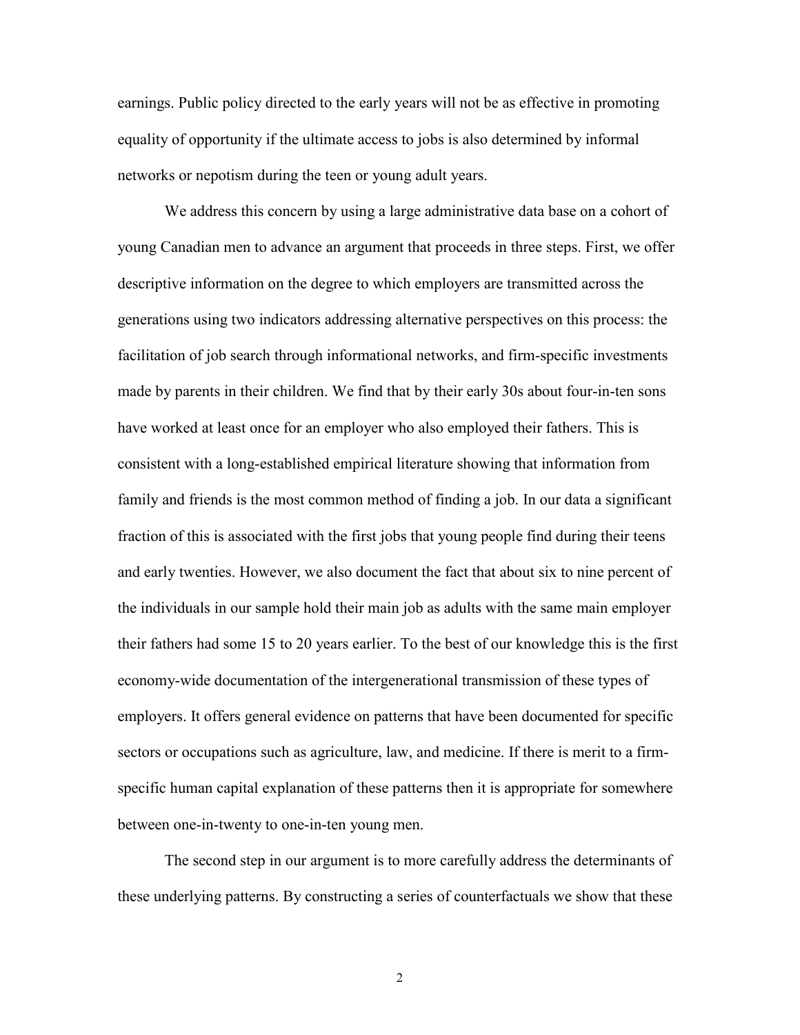earnings. Public policy directed to the early years will not be as effective in promoting equality of opportunity if the ultimate access to jobs is also determined by informal networks or nepotism during the teen or young adult years.

We address this concern by using a large administrative data base on a cohort of young Canadian men to advance an argument that proceeds in three steps. First, we offer descriptive information on the degree to which employers are transmitted across the generations using two indicators addressing alternative perspectives on this process: the facilitation of job search through informational networks, and firm-specific investments made by parents in their children. We find that by their early 30s about four-in-ten sons have worked at least once for an employer who also employed their fathers. This is consistent with a long-established empirical literature showing that information from family and friends is the most common method of finding a job. In our data a significant fraction of this is associated with the first jobs that young people find during their teens and early twenties. However, we also document the fact that about six to nine percent of the individuals in our sample hold their main job as adults with the same main employer their fathers had some 15 to 20 years earlier. To the best of our knowledge this is the first economy-wide documentation of the intergenerational transmission of these types of employers. It offers general evidence on patterns that have been documented for specific sectors or occupations such as agriculture, law, and medicine. If there is merit to a firm-specific human capital explanation of these patterns then it is appropriate for somewhere between one-in-twenty to one-in-ten young men.

The second step in our argument is to more carefully address the determinants of these underlying patterns. By constructing a series of counterfactuals we show that these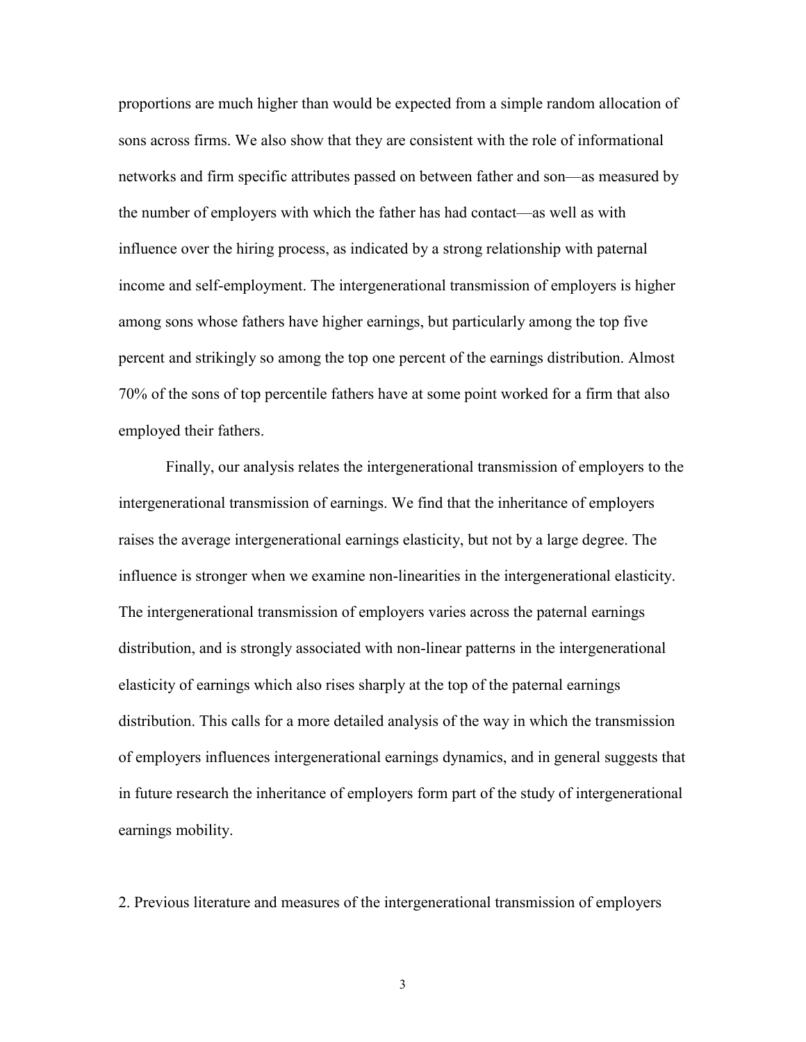proportions are much higher than would be expected from a simple random allocation of sons across firms. We also show that they are consistent with the role of informational networks and firm specific attributes passed on between father and son—as measured by the number of employers with which the father has had contact—as well as with influence over the hiring process, as indicated by a strong relationship with paternal income and self-employment. The intergenerational transmission of employers is higher among sons whose fathers have higher earnings, but particularly among the top five percent and strikingly so among the top one percent of the earnings distribution. Almost 70% of the sons of top percentile fathers have at some point worked for a firm that also employed their fathers.

Finally, our analysis relates the intergenerational transmission of employers to the intergenerational transmission of earnings. We find that the inheritance of employers raises the average intergenerational earnings elasticity, but not by a large degree. The influence is stronger when we examine non-linearities in the intergenerational elasticity. The intergenerational transmission of employers varies across the paternal earnings distribution, and is strongly associated with non-linear patterns in the intergenerational elasticity of earnings which also rises sharply at the top of the paternal earnings distribution. This calls for a more detailed analysis of the way in which the transmission of employers influences intergenerational earnings dynamics, and in general suggests that in future research the inheritance of employers form part of the study of intergenerational earnings mobility.

## 2. Previous literature and measures of the intergenerational transmission of employers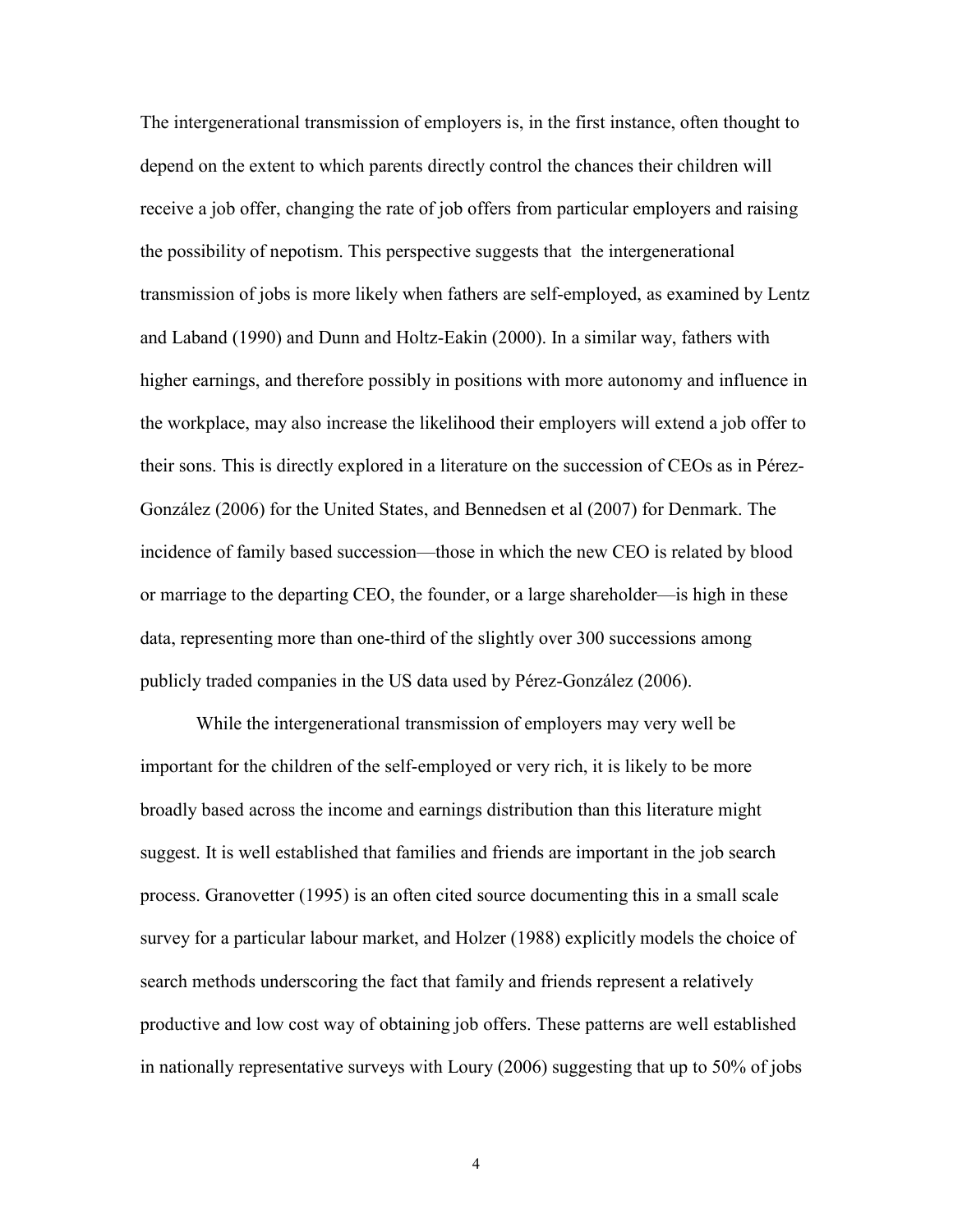The intergenerational transmission of employers is, in the first instance, often thought to depend on the extent to which parents directly control the chances their children will receive a job offer, changing the rate of job offers from particular employers and raising the possibility of nepotism. This perspective suggests that the intergenerational transmission of jobs is more likely when fathers are self-employed, as examined by Lentz and Laband (1990) and Dunn and Holtz-Eakin (2000). In a similar way, fathers with higher earnings, and therefore possibly in positions with more autonomy and influence in the workplace, may also increase the likelihood their employers will extend a job offer to their sons. This is directly explored in a literature on the succession of CEOs as in Pérez-González (2006) for the United States, and Bennedsen et al (2007) for Denmark. The incidence of family based succession—those in which the new CEO is related by blood or marriage to the departing CEO, the founder, or a large shareholder—is high in these data, representing more than one-third of the slightly over 300 successions among publicly traded companies in the US data used by Pérez-González (2006).

While the intergenerational transmission of employers may very well be important for the children of the self-employed or very rich, it is likely to be more broadly based across the income and earnings distribution than this literature might suggest. It is well established that families and friends are important in the job search process. Granovetter (1995) is an often cited source documenting this in a small scale survey for a particular labour market, and Holzer (1988) explicitly models the choice of search methods underscoring the fact that family and friends represent a relatively productive and low cost way of obtaining job offers. These patterns are well established in nationally representative surveys with Loury (2006) suggesting that up to 50% of jobs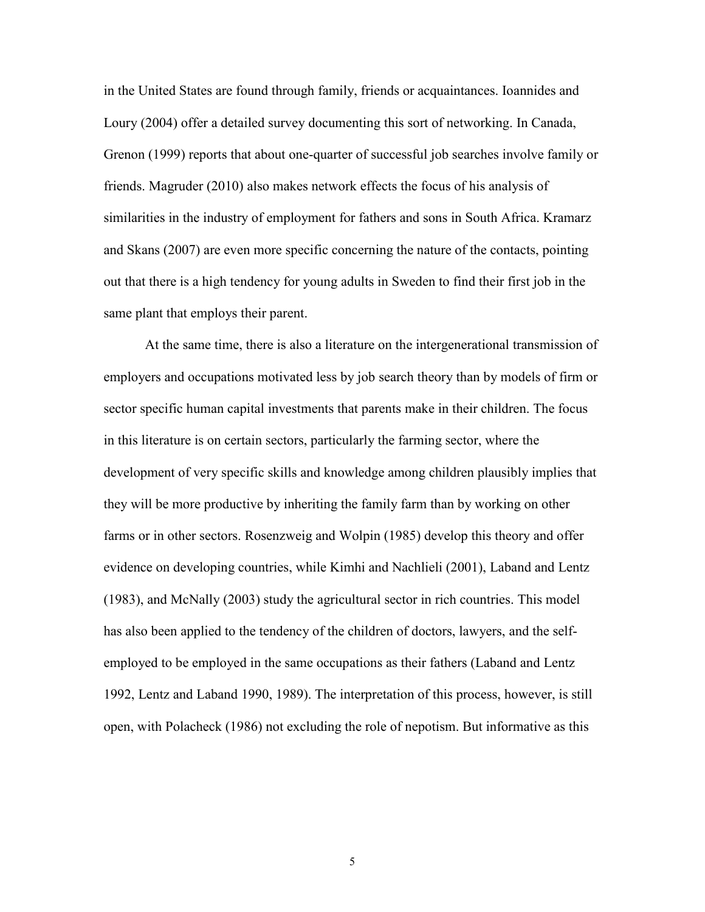in the United States are found through family, friends or acquaintances. Ioannides and Loury (2004) offer a detailed survey documenting this sort of networking. In Canada, Grenon (1999) reports that about one-quarter of successful job searches involve family or friends. Magruder (2010) also makes network effects the focus of his analysis of similarities in the industry of employment for fathers and sons in South Africa. Kramarz and Skans (2007) are even more specific concerning the nature of the contacts, pointing out that there is a high tendency for young adults in Sweden to find their first job in the same plant that employs their parent.

At the same time, there is also a literature on the intergenerational transmission of employers and occupations motivated less by job search theory than by models of firm or sector specific human capital investments that parents make in their children. The focus in this literature is on certain sectors, particularly the farming sector, where the development of very specific skills and knowledge among children plausibly implies that they will be more productive by inheriting the family farm than by working on other farms or in other sectors. Rosenzweig and Wolpin (1985) develop this theory and offer evidence on developing countries, while Kimhi and Nachlieli (2001), Laband and Lentz (1983), and McNally (2003) study the agricultural sector in rich countries. This model has also been applied to the tendency of the children of doctors, lawyers, and the self-employed to be employed in the same occupations as their fathers (Laband and Lentz 1992, Lentz and Laband 1990, 1989). The interpretation of this process, however, is still open, with Polacheck (1986) not excluding the role of nepotism. But informative as this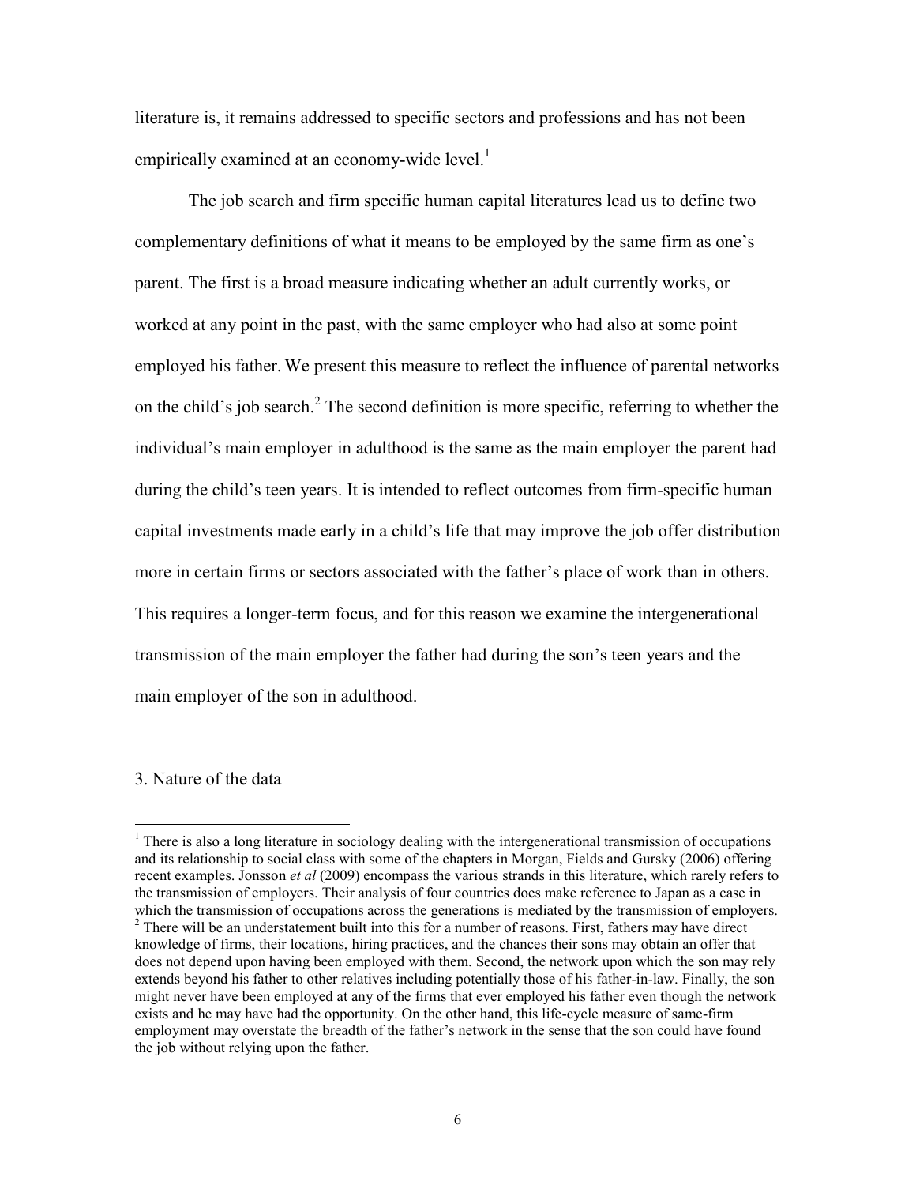literature is, it remains addressed to specific sectors and professions and has not been empirically examined at an economy-wide level.[1]

The job search and firm specific human capital literatures lead us to define two complementary definitions of what it means to be employed by the same firm as one's parent. The first is a broad measure indicating whether an adult currently works, or worked at any point in the past, with the same employer who had also at some point employed his father. We present this measure to reflect the influence of parental networks on the child's job search.[2] The second definition is more specific, referring to whether the individual's main employer in adulthood is the same as the main employer the parent had during the child's teen years. It is intended to reflect outcomes from firm-specific human capital investments made early in a child's life that may improve the job offer distribution more in certain firms or sectors associated with the father's place of work than in others. This requires a longer-term focus, and for this reason we examine the intergenerational transmission of the main employer the father had during the son's teen years and the main employer of the son in adulthood.

## 3. Nature of the data

[1] There is also a long literature in sociology dealing with the intergenerational transmission of occupations and its relationship to social class with some of the chapters in Morgan, Fields and Gursky (2006) offering recent examples. Jonsson *et al* (2009) encompass the various strands in this literature, which rarely refers to the transmission of employers. Their analysis of four countries does make reference to Japan as a case in which the transmission of occupations across the generations is mediated by the transmission of employers.

[2] There will be an understatement built into this for a number of reasons. First, fathers may have direct knowledge of firms, their locations, hiring practices, and the chances their sons may obtain an offer that does not depend upon having been employed with them. Second, the network upon which the son may rely extends beyond his father to other relatives including potentially those of his father-in-law. Finally, the son might never have been employed at any of the firms that ever employed his father even though the network exists and he may have had the opportunity. On the other hand, this life-cycle measure of same-firm employment may overstate the breadth of the father's network in the sense that the son could have found the job without relying upon the father.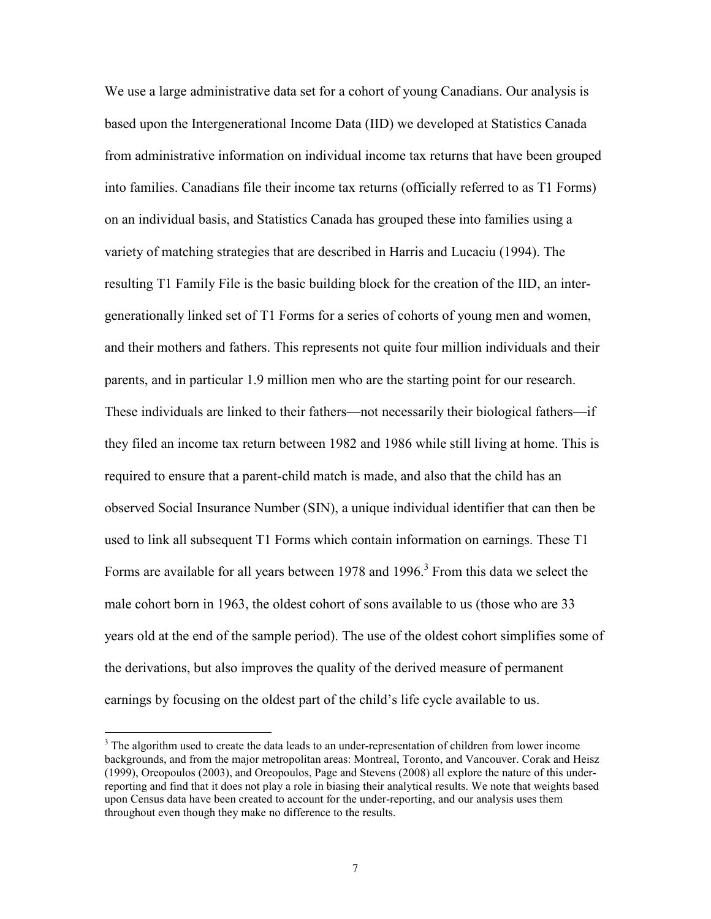We use a large administrative data set for a cohort of young Canadians. Our analysis is based upon the Intergenerational Income Data (IID) we developed at Statistics Canada from administrative information on individual income tax returns that have been grouped into families. Canadians file their income tax returns (officially referred to as T1 Forms) on an individual basis, and Statistics Canada has grouped these into families using a variety of matching strategies that are described in Harris and Lucaciu (1994). The resulting T1 Family File is the basic building block for the creation of the IID, an inter-generationally linked set of T1 Forms for a series of cohorts of young men and women, and their mothers and fathers. This represents not quite four million individuals and their parents, and in particular 1.9 million men who are the starting point for our research. These individuals are linked to their fathers—not necessarily their biological fathers—if they filed an income tax return between 1982 and 1986 while still living at home. This is required to ensure that a parent-child match is made, and also that the child has an observed Social Insurance Number (SIN), a unique individual identifier that can then be used to link all subsequent T1 Forms which contain information on earnings. These T1 Forms are available for all years between 1978 and 1996.[3] From this data we select the male cohort born in 1963, the oldest cohort of sons available to us (those who are 33 years old at the end of the sample period). The use of the oldest cohort simplifies some of the derivations, but also improves the quality of the derived measure of permanent earnings by focusing on the oldest part of the child's life cycle available to us.

---

[3] The algorithm used to create the data leads to an under-representation of children from lower income backgrounds, and from the major metropolitan areas: Montreal, Toronto, and Vancouver. Corak and Heisz (1999), Oreopoulos (2003), and Oreopoulos, Page and Stevens (2008) all explore the nature of this under-reporting and find that it does not play a role in biasing their analytical results. We note that weights based upon Census data have been created to account for the under-reporting, and our analysis uses them throughout even though they make no difference to the results.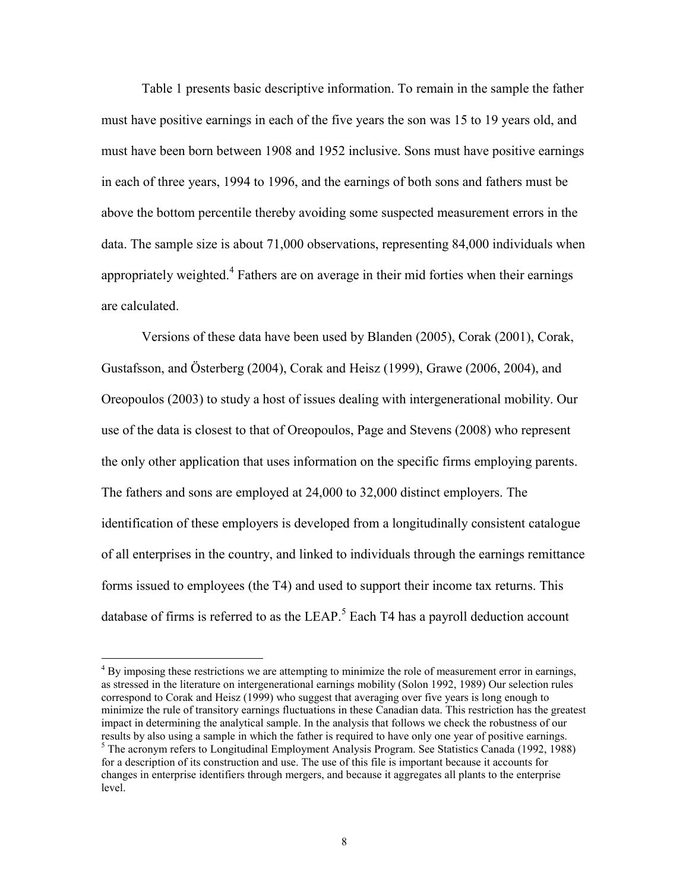Table 1 presents basic descriptive information. To remain in the sample the father must have positive earnings in each of the five years the son was 15 to 19 years old, and must have been born between 1908 and 1952 inclusive. Sons must have positive earnings in each of three years, 1994 to 1996, and the earnings of both sons and fathers must be above the bottom percentile thereby avoiding some suspected measurement errors in the data. The sample size is about 71,000 observations, representing 84,000 individuals when appropriately weighted.[4] Fathers are on average in their mid forties when their earnings are calculated.

Versions of these data have been used by Blanden (2005), Corak (2001), Corak, Gustafsson, and Österberg (2004), Corak and Heisz (1999), Grawe (2006, 2004), and Oreopoulos (2003) to study a host of issues dealing with intergenerational mobility. Our use of the data is closest to that of Oreopoulos, Page and Stevens (2008) who represent the only other application that uses information on the specific firms employing parents. The fathers and sons are employed at 24,000 to 32,000 distinct employers. The identification of these employers is developed from a longitudinally consistent catalogue of all enterprises in the country, and linked to individuals through the earnings remittance forms issued to employees (the T4) and used to support their income tax returns. This database of firms is referred to as the LEAP.[5] Each T4 has a payroll deduction account

---

[4] By imposing these restrictions we are attempting to minimize the role of measurement error in earnings, as stressed in the literature on intergenerational earnings mobility (Solon 1992, 1989) Our selection rules correspond to Corak and Heisz (1999) who suggest that averaging over five years is long enough to minimize the rule of transitory earnings fluctuations in these Canadian data. This restriction has the greatest impact in determining the analytical sample. In the analysis that follows we check the robustness of our results by also using a sample in which the father is required to have only one year of positive earnings.

[5] The acronym refers to Longitudinal Employment Analysis Program. See Statistics Canada (1992, 1988) for a description of its construction and use. The use of this file is important because it accounts for changes in enterprise identifiers through mergers, and because it aggregates all plants to the enterprise level.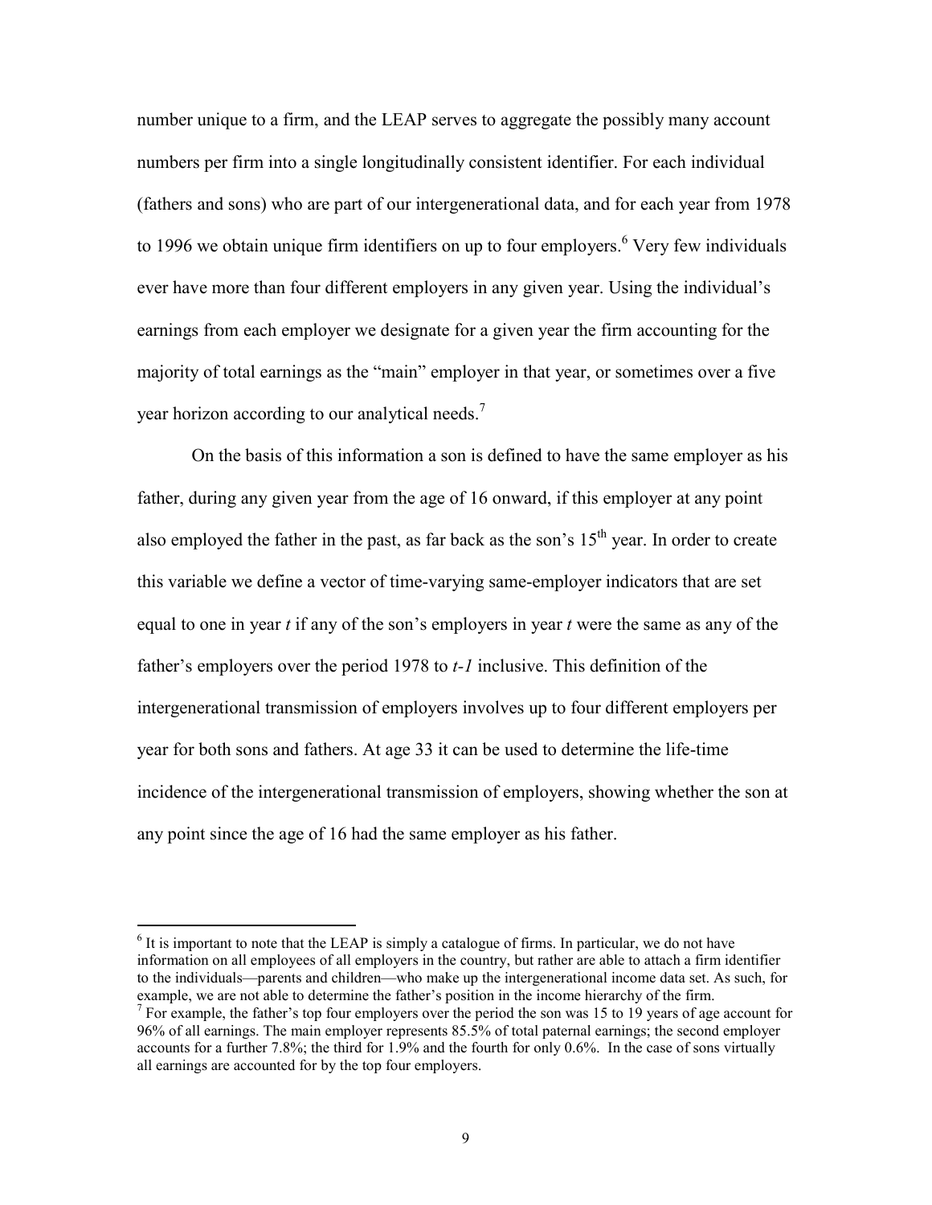number unique to a firm, and the LEAP serves to aggregate the possibly many account numbers per firm into a single longitudinally consistent identifier. For each individual (fathers and sons) who are part of our intergenerational data, and for each year from 1978 to 1996 we obtain unique firm identifiers on up to four employers.[6] Very few individuals ever have more than four different employers in any given year. Using the individual's earnings from each employer we designate for a given year the firm accounting for the majority of total earnings as the "main" employer in that year, or sometimes over a five year horizon according to our analytical needs.[7]

On the basis of this information a son is defined to have the same employer as his father, during any given year from the age of 16 onward, if this employer at any point also employed the father in the past, as far back as the son's 15[th] year. In order to create this variable we define a vector of time-varying same-employer indicators that are set equal to one in year $t$ if any of the son's employers in year $t$ were the same as any of the father's employers over the period 1978 to $t-1$ inclusive. This definition of the intergenerational transmission of employers involves up to four different employers per year for both sons and fathers. At age 33 it can be used to determine the life-time incidence of the intergenerational transmission of employers, showing whether the son at any point since the age of 16 had the same employer as his father.

---

[6] It is important to note that the LEAP is simply a catalogue of firms. In particular, we do not have information on all employees of all employers in the country, but rather are able to attach a firm identifier to the individuals—parents and children—who make up the intergenerational income data set. As such, for example, we are not able to determine the father's position in the income hierarchy of the firm.

[7] For example, the father's top four employers over the period the son was 15 to 19 years of age account for 96% of all earnings. The main employer represents 85.5% of total paternal earnings; the second employer accounts for a further 7.8%; the third for 1.9% and the fourth for only 0.6%. In the case of sons virtually all earnings are accounted for by the top four employers.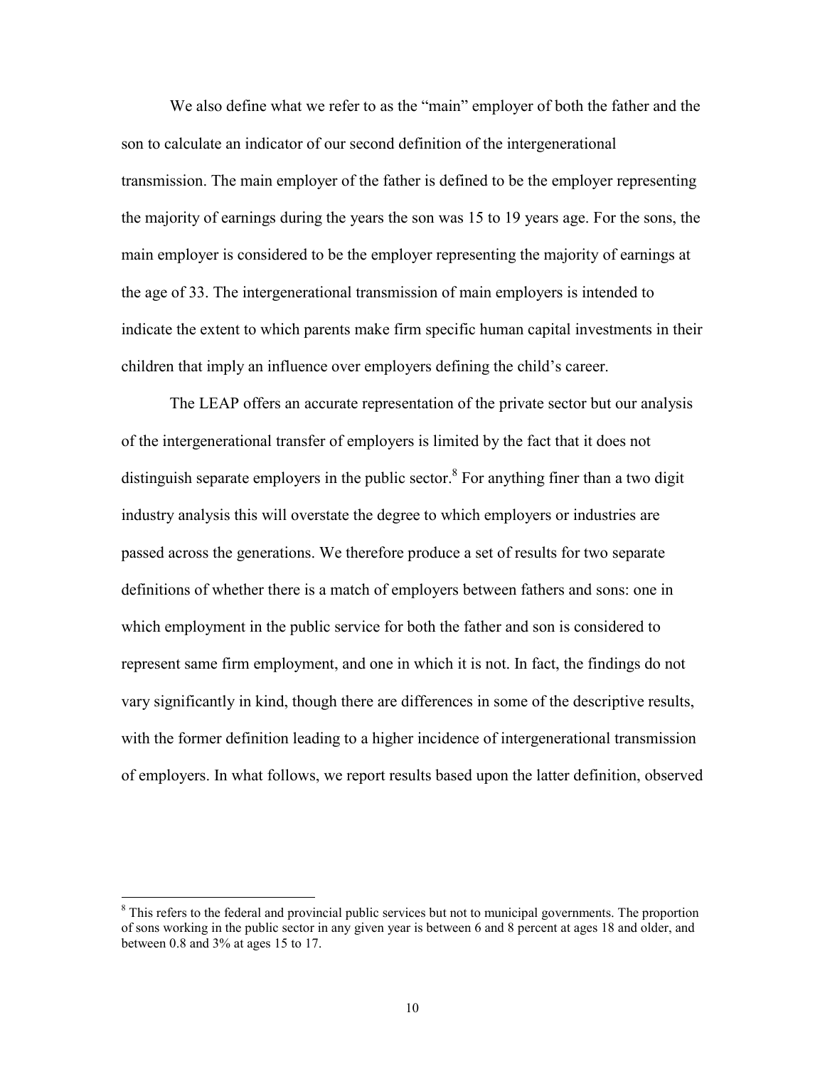We also define what we refer to as the "main" employer of both the father and the son to calculate an indicator of our second definition of the intergenerational transmission. The main employer of the father is defined to be the employer representing the majority of earnings during the years the son was 15 to 19 years age. For the sons, the main employer is considered to be the employer representing the majority of earnings at the age of 33. The intergenerational transmission of main employers is intended to indicate the extent to which parents make firm specific human capital investments in their children that imply an influence over employers defining the child's career.

The LEAP offers an accurate representation of the private sector but our analysis of the intergenerational transfer of employers is limited by the fact that it does not distinguish separate employers in the public sector.[8] For anything finer than a two digit industry analysis this will overstate the degree to which employers or industries are passed across the generations. We therefore produce a set of results for two separate definitions of whether there is a match of employers between fathers and sons: one in which employment in the public service for both the father and son is considered to represent same firm employment, and one in which it is not. In fact, the findings do not vary significantly in kind, though there are differences in some of the descriptive results, with the former definition leading to a higher incidence of intergenerational transmission of employers. In what follows, we report results based upon the latter definition, observed

[8] This refers to the federal and provincial public services but not to municipal governments. The proportion of sons working in the public sector in any given year is between 6 and 8 percent at ages 18 and older, and between 0.8 and 3% at ages 15 to 17.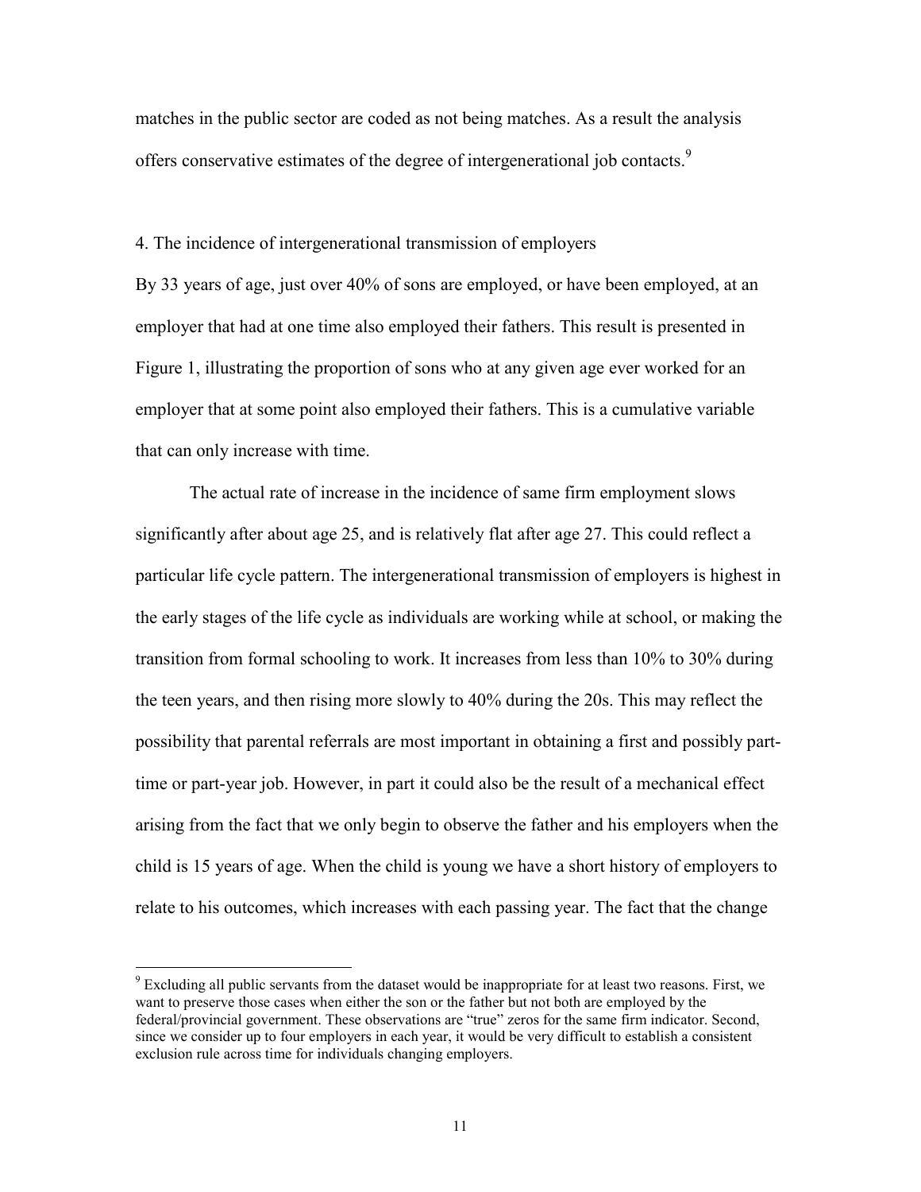matches in the public sector are coded as not being matches. As a result the analysis offers conservative estimates of the degree of intergenerational job contacts.[9]

## 4. The incidence of intergenerational transmission of employers

By 33 years of age, just over 40% of sons are employed, or have been employed, at an employer that had at one time also employed their fathers. This result is presented in Figure 1, illustrating the proportion of sons who at any given age ever worked for an employer that at some point also employed their fathers. This is a cumulative variable that can only increase with time.

The actual rate of increase in the incidence of same firm employment slows significantly after about age 25, and is relatively flat after age 27. This could reflect a particular life cycle pattern. The intergenerational transmission of employers is highest in the early stages of the life cycle as individuals are working while at school, or making the transition from formal schooling to work. It increases from less than 10% to 30% during the teen years, and then rising more slowly to 40% during the 20s. This may reflect the possibility that parental referrals are most important in obtaining a first and possibly part-time or part-year job. However, in part it could also be the result of a mechanical effect arising from the fact that we only begin to observe the father and his employers when the child is 15 years of age. When the child is young we have a short history of employers to relate to his outcomes, which increases with each passing year. The fact that the change

[9] Excluding all public servants from the dataset would be inappropriate for at least two reasons. First, we want to preserve those cases when either the son or the father but not both are employed by the federal/provincial government. These observations are "true" zeros for the same firm indicator. Second, since we consider up to four employers in each year, it would be very difficult to establish a consistent exclusion rule across time for individuals changing employers.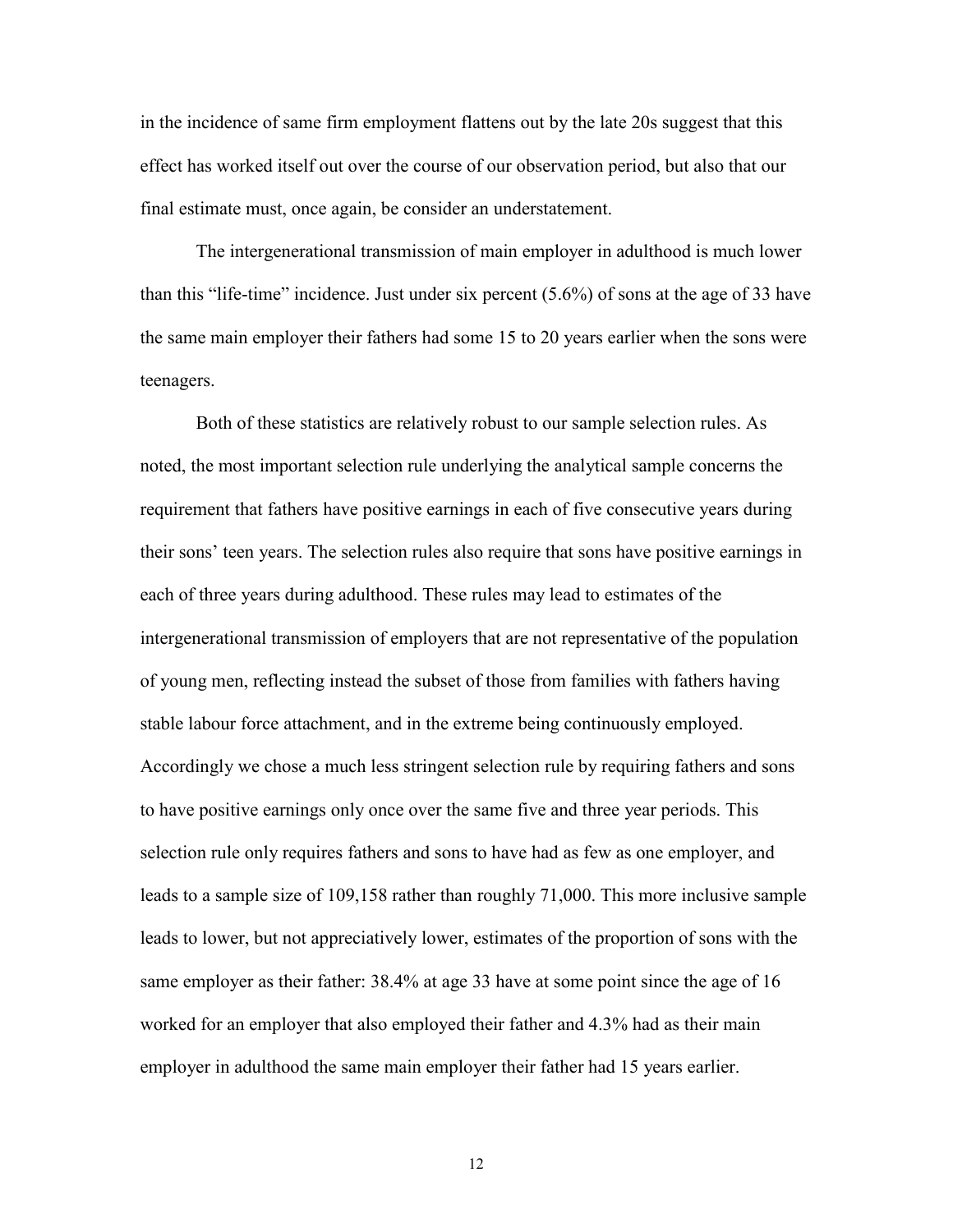in the incidence of same firm employment flattens out by the late 20s suggest that this effect has worked itself out over the course of our observation period, but also that our final estimate must, once again, be consider an understatement.

The intergenerational transmission of main employer in adulthood is much lower than this "life-time" incidence. Just under six percent (5.6%) of sons at the age of 33 have the same main employer their fathers had some 15 to 20 years earlier when the sons were teenagers.

Both of these statistics are relatively robust to our sample selection rules. As noted, the most important selection rule underlying the analytical sample concerns the requirement that fathers have positive earnings in each of five consecutive years during their sons' teen years. The selection rules also require that sons have positive earnings in each of three years during adulthood. These rules may lead to estimates of the intergenerational transmission of employers that are not representative of the population of young men, reflecting instead the subset of those from families with fathers having stable labour force attachment, and in the extreme being continuously employed. Accordingly we chose a much less stringent selection rule by requiring fathers and sons to have positive earnings only once over the same five and three year periods. This selection rule only requires fathers and sons to have had as few as one employer, and leads to a sample size of 109,158 rather than roughly 71,000. This more inclusive sample leads to lower, but not appreciatively lower, estimates of the proportion of sons with the same employer as their father: 38.4% at age 33 have at some point since the age of 16 worked for an employer that also employed their father and 4.3% had as their main employer in adulthood the same main employer their father had 15 years earlier.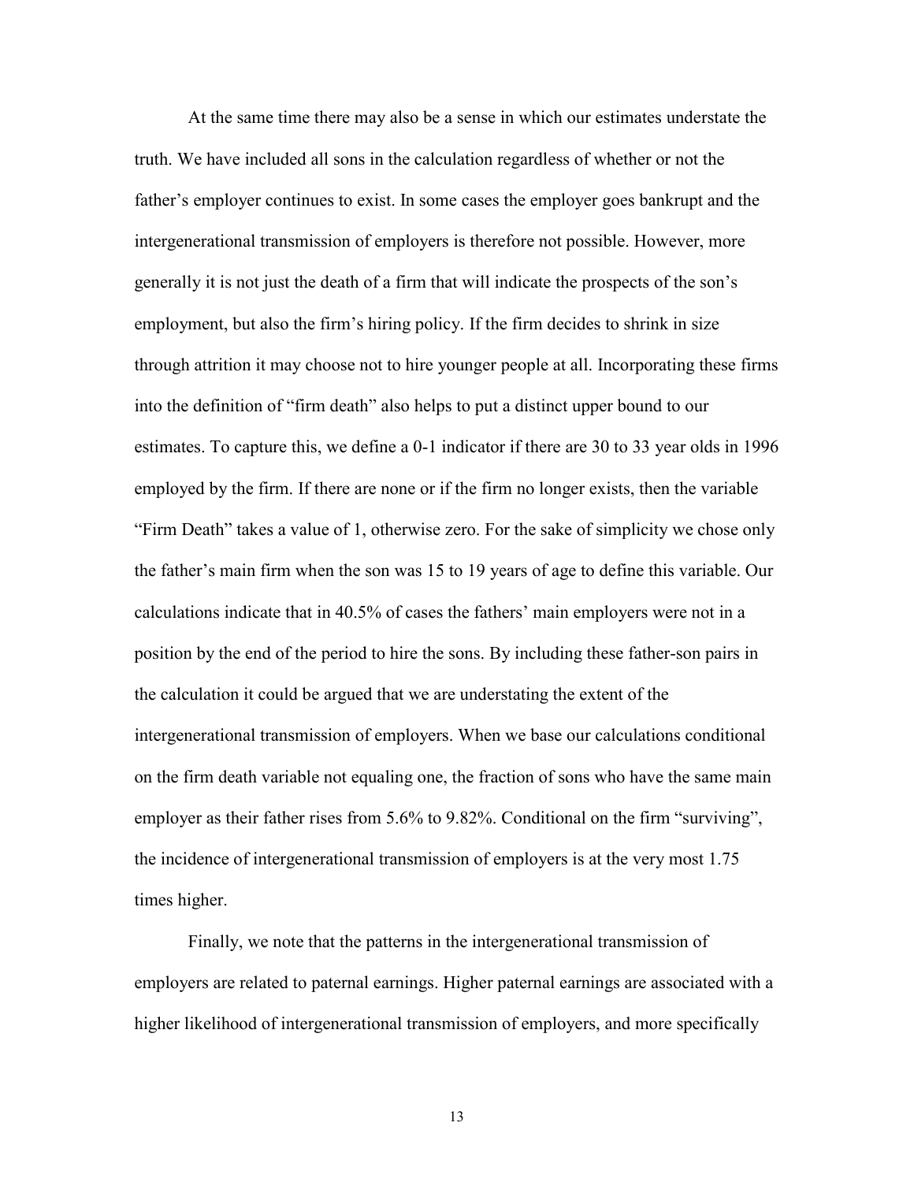At the same time there may also be a sense in which our estimates understate the truth. We have included all sons in the calculation regardless of whether or not the father's employer continues to exist. In some cases the employer goes bankrupt and the intergenerational transmission of employers is therefore not possible. However, more generally it is not just the death of a firm that will indicate the prospects of the son's employment, but also the firm's hiring policy. If the firm decides to shrink in size through attrition it may choose not to hire younger people at all. Incorporating these firms into the definition of "firm death" also helps to put a distinct upper bound to our estimates. To capture this, we define a 0-1 indicator if there are 30 to 33 year olds in 1996 employed by the firm. If there are none or if the firm no longer exists, then the variable "Firm Death" takes a value of 1, otherwise zero. For the sake of simplicity we chose only the father's main firm when the son was 15 to 19 years of age to define this variable. Our calculations indicate that in 40.5% of cases the fathers' main employers were not in a position by the end of the period to hire the sons. By including these father-son pairs in the calculation it could be argued that we are understating the extent of the intergenerational transmission of employers. When we base our calculations conditional on the firm death variable not equaling one, the fraction of sons who have the same main employer as their father rises from 5.6% to 9.82%. Conditional on the firm "surviving", the incidence of intergenerational transmission of employers is at the very most 1.75 times higher.

Finally, we note that the patterns in the intergenerational transmission of employers are related to paternal earnings. Higher paternal earnings are associated with a higher likelihood of intergenerational transmission of employers, and more specifically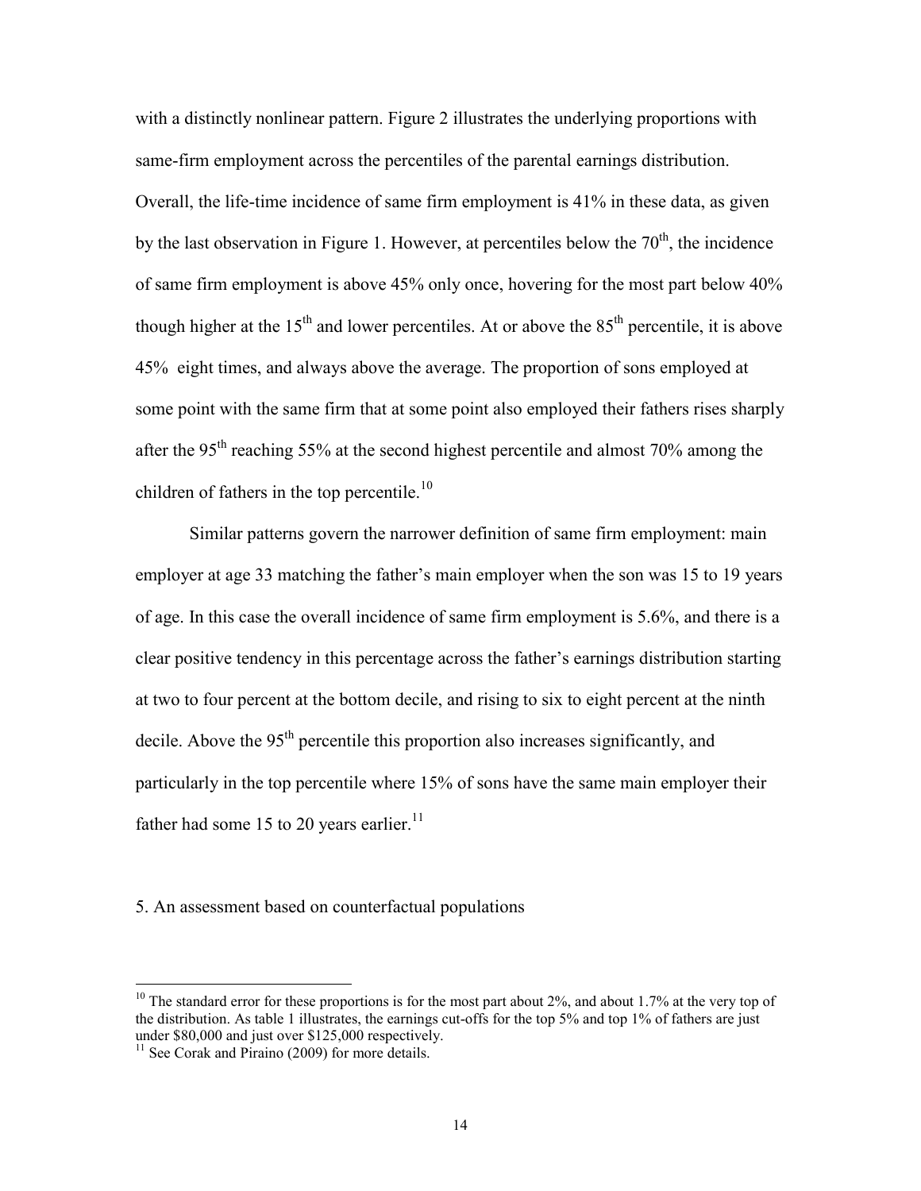with a distinctly nonlinear pattern. Figure 2 illustrates the underlying proportions with same-firm employment across the percentiles of the parental earnings distribution. Overall, the life-time incidence of same firm employment is 41% in these data, as given by the last observation in Figure 1. However, at percentiles below the 70th, the incidence of same firm employment is above 45% only once, hovering for the most part below 40% though higher at the 15th and lower percentiles. At or above the 85th percentile, it is above 45% eight times, and always above the average. The proportion of sons employed at some point with the same firm that at some point also employed their fathers rises sharply after the 95th reaching 55% at the second highest percentile and almost 70% among the children of fathers in the top percentile.[10]

Similar patterns govern the narrower definition of same firm employment: main employer at age 33 matching the father's main employer when the son was 15 to 19 years of age. In this case the overall incidence of same firm employment is 5.6%, and there is a clear positive tendency in this percentage across the father's earnings distribution starting at two to four percent at the bottom decile, and rising to six to eight percent at the ninth decile. Above the 95th percentile this proportion also increases significantly, and particularly in the top percentile where 15% of sons have the same main employer their father had some 15 to 20 years earlier.[11]

## 5. An assessment based on counterfactual populations

[10] The standard error for these proportions is for the most part about 2%, and about 1.7% at the very top of the distribution. As table 1 illustrates, the earnings cut-offs for the top 5% and top 1% of fathers are just under $80,000 and just over $125,000 respectively.

[11] See Corak and Piraino (2009) for more details.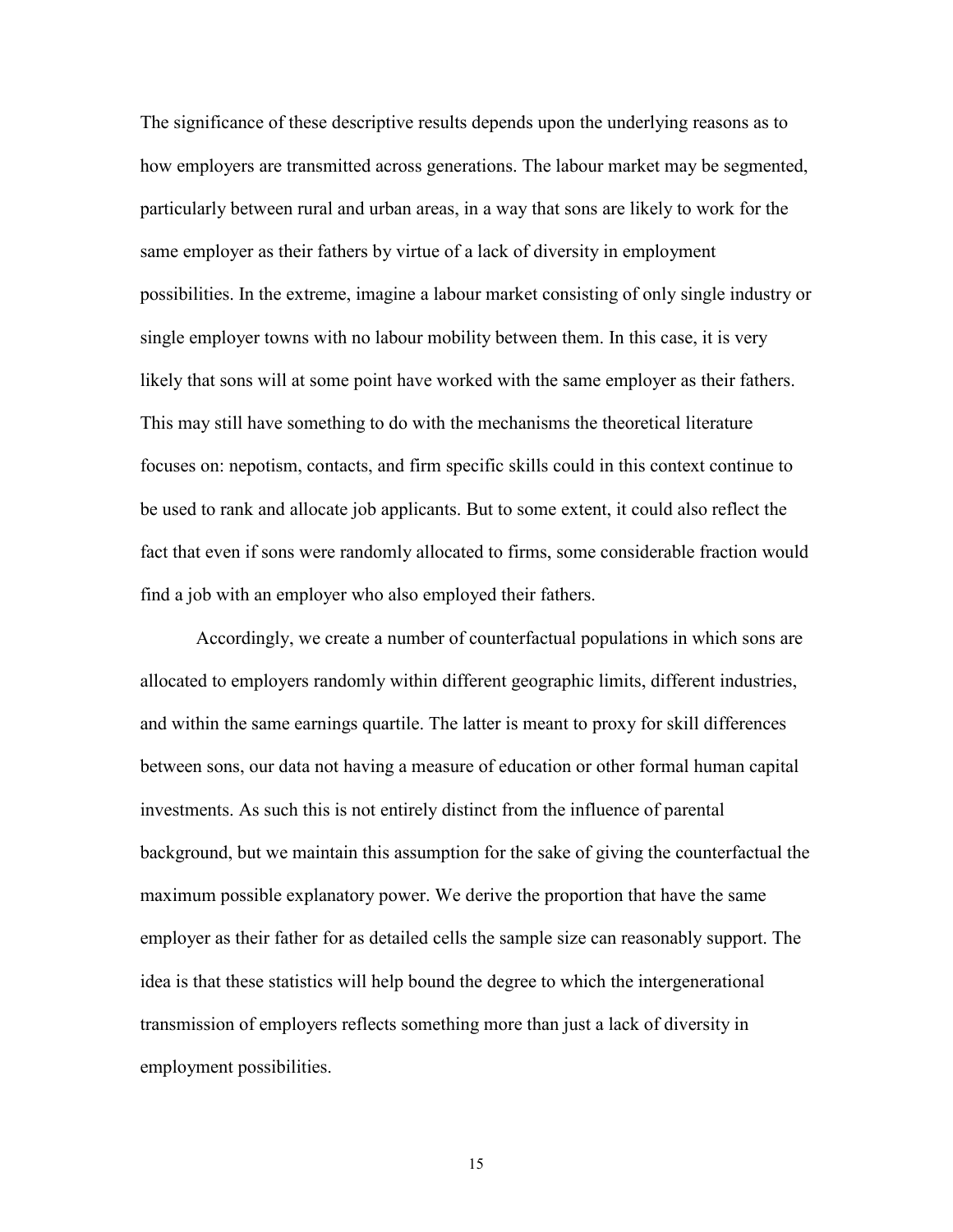The significance of these descriptive results depends upon the underlying reasons as to how employers are transmitted across generations. The labour market may be segmented, particularly between rural and urban areas, in a way that sons are likely to work for the same employer as their fathers by virtue of a lack of diversity in employment possibilities. In the extreme, imagine a labour market consisting of only single industry or single employer towns with no labour mobility between them. In this case, it is very likely that sons will at some point have worked with the same employer as their fathers. This may still have something to do with the mechanisms the theoretical literature focuses on: nepotism, contacts, and firm specific skills could in this context continue to be used to rank and allocate job applicants. But to some extent, it could also reflect the fact that even if sons were randomly allocated to firms, some considerable fraction would find a job with an employer who also employed their fathers.

Accordingly, we create a number of counterfactual populations in which sons are allocated to employers randomly within different geographic limits, different industries, and within the same earnings quartile. The latter is meant to proxy for skill differences between sons, our data not having a measure of education or other formal human capital investments. As such this is not entirely distinct from the influence of parental background, but we maintain this assumption for the sake of giving the counterfactual the maximum possible explanatory power. We derive the proportion that have the same employer as their father for as detailed cells the sample size can reasonably support. The idea is that these statistics will help bound the degree to which the intergenerational transmission of employers reflects something more than just a lack of diversity in employment possibilities.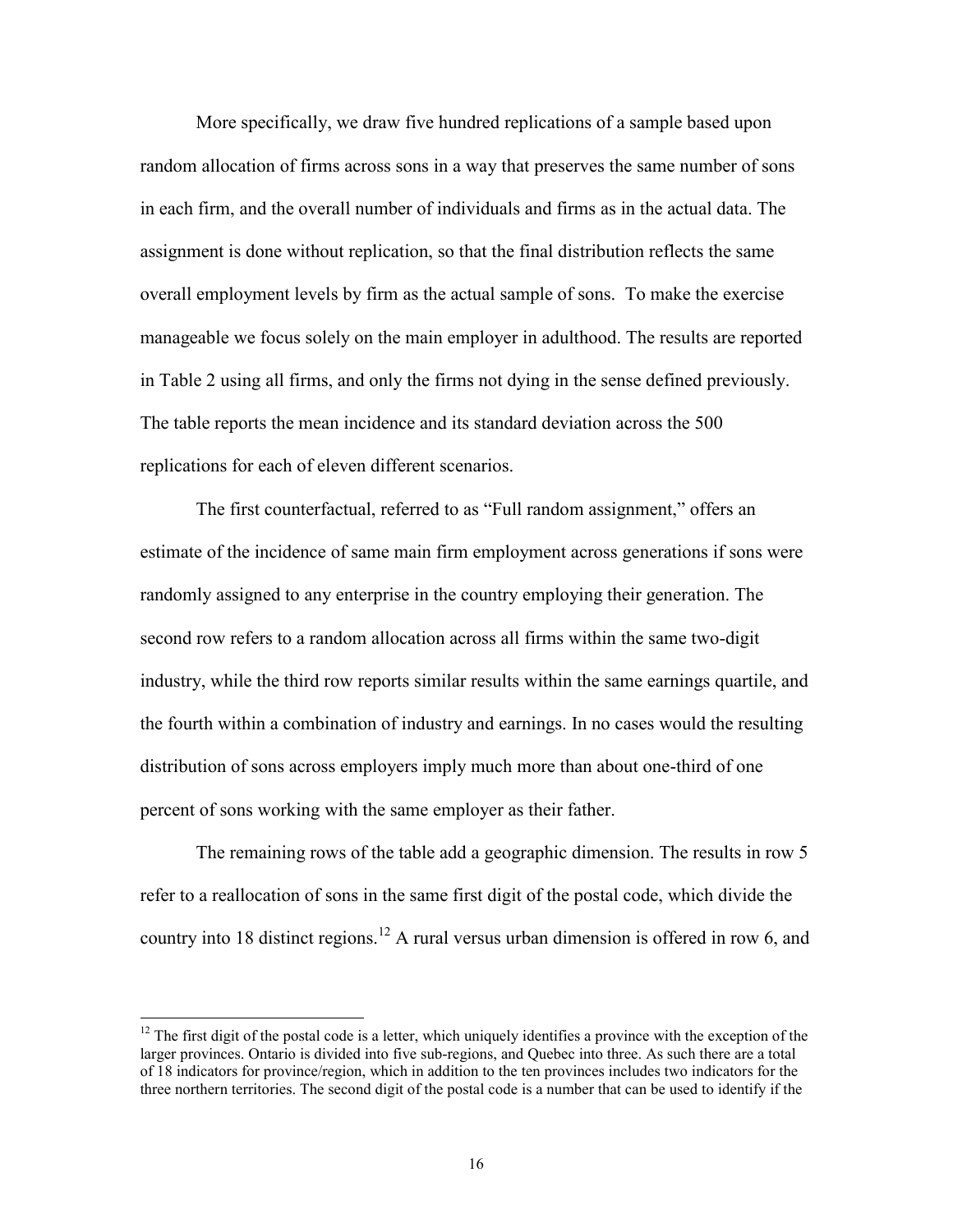More specifically, we draw five hundred replications of a sample based upon random allocation of firms across sons in a way that preserves the same number of sons in each firm, and the overall number of individuals and firms as in the actual data. The assignment is done without replication, so that the final distribution reflects the same overall employment levels by firm as the actual sample of sons. To make the exercise manageable we focus solely on the main employer in adulthood. The results are reported in Table 2 using all firms, and only the firms not dying in the sense defined previously. The table reports the mean incidence and its standard deviation across the 500 replications for each of eleven different scenarios.

The first counterfactual, referred to as "Full random assignment," offers an estimate of the incidence of same main firm employment across generations if sons were randomly assigned to any enterprise in the country employing their generation. The second row refers to a random allocation across all firms within the same two-digit industry, while the third row reports similar results within the same earnings quartile, and the fourth within a combination of industry and earnings. In no cases would the resulting distribution of sons across employers imply much more than about one-third of one percent of sons working with the same employer as their father.

The remaining rows of the table add a geographic dimension. The results in row 5 refer to a reallocation of sons in the same first digit of the postal code, which divide the country into 18 distinct regions.[12] A rural versus urban dimension is offered in row 6, and

[12] The first digit of the postal code is a letter, which uniquely identifies a province with the exception of the larger provinces. Ontario is divided into five sub-regions, and Quebec into three. As such there are a total of 18 indicators for province/region, which in addition to the ten provinces includes two indicators for the three northern territories. The second digit of the postal code is a number that can be used to identify if the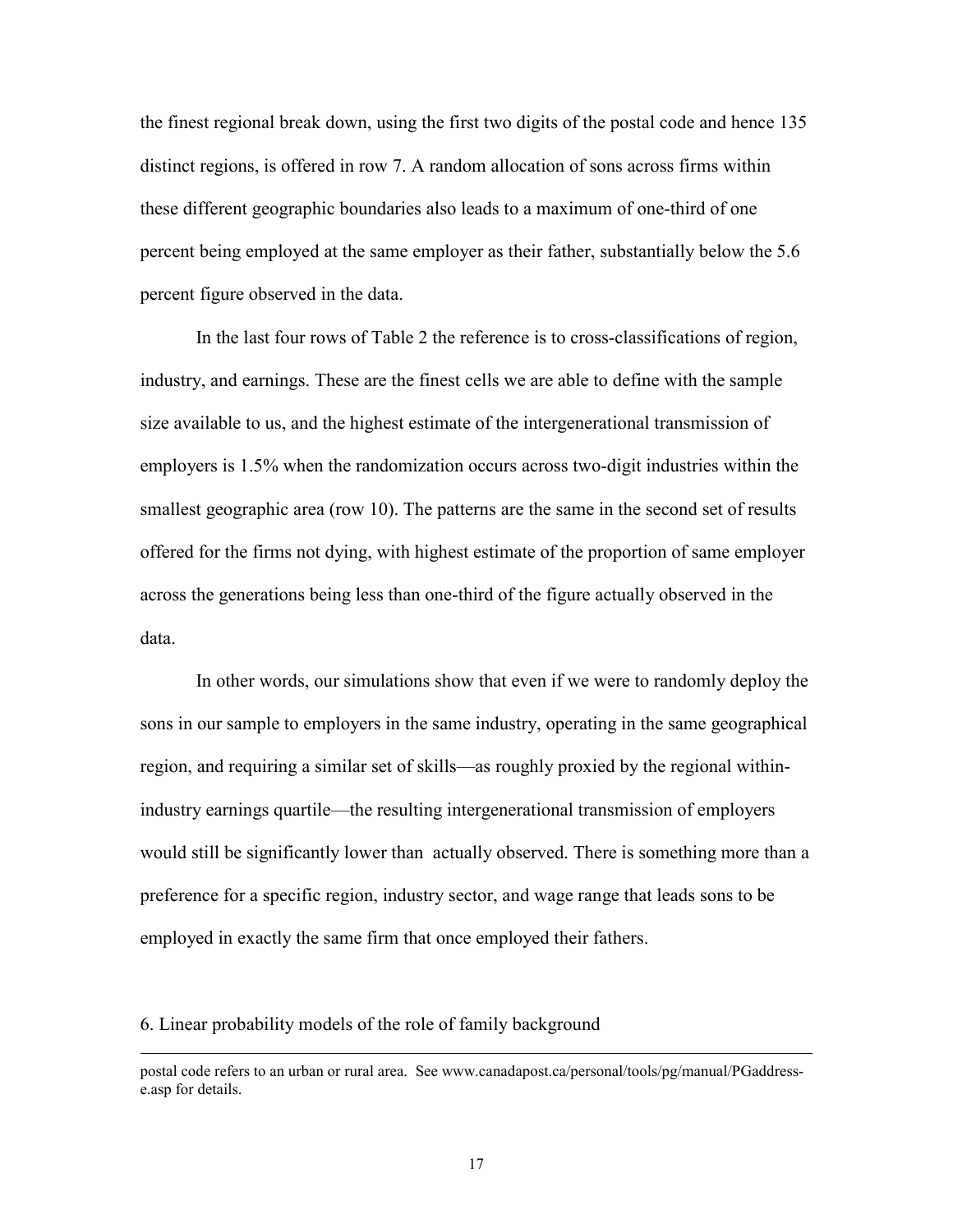the finest regional break down, using the first two digits of the postal code and hence 135 distinct regions, is offered in row 7. A random allocation of sons across firms within these different geographic boundaries also leads to a maximum of one-third of one percent being employed at the same employer as their father, substantially below the 5.6 percent figure observed in the data.

In the last four rows of Table 2 the reference is to cross-classifications of region, industry, and earnings. These are the finest cells we are able to define with the sample size available to us, and the highest estimate of the intergenerational transmission of employers is 1.5% when the randomization occurs across two-digit industries within the smallest geographic area (row 10). The patterns are the same in the second set of results offered for the firms not dying, with highest estimate of the proportion of same employer across the generations being less than one-third of the figure actually observed in the data.

In other words, our simulations show that even if we were to randomly deploy the sons in our sample to employers in the same industry, operating in the same geographical region, and requiring a similar set of skills—as roughly proxied by the regional within-industry earnings quartile—the resulting intergenerational transmission of employers would still be significantly lower than actually observed. There is something more than a preference for a specific region, industry sector, and wage range that leads sons to be employed in exactly the same firm that once employed their fathers.

## 6. Linear probability models of the role of family background

postal code refers to an urban or rural area. See www.canadapost.ca/personal/tools/pg/manual/PGaddress-e.asp for details.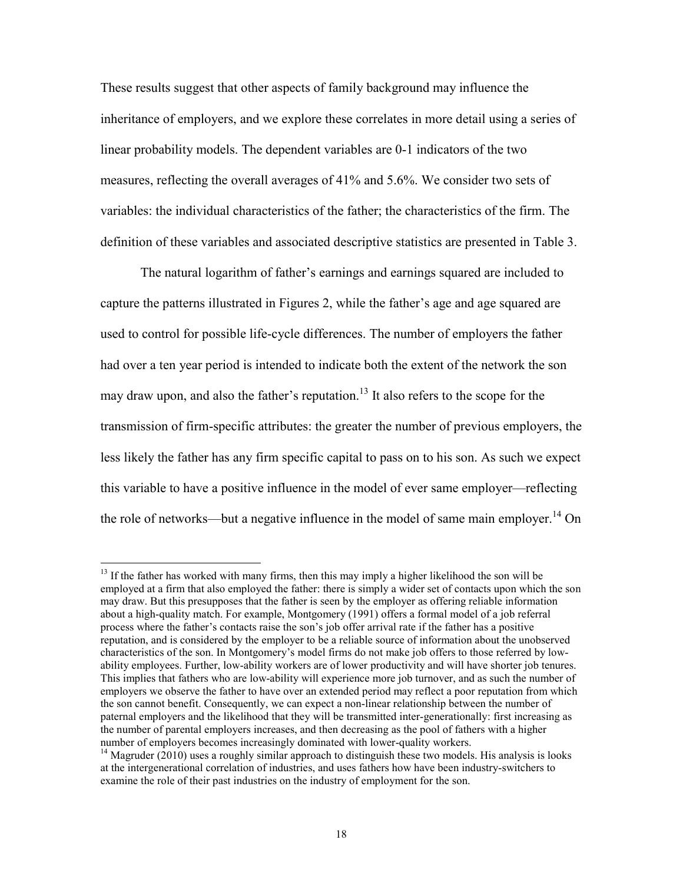These results suggest that other aspects of family background may influence the inheritance of employers, and we explore these correlates in more detail using a series of linear probability models. The dependent variables are 0-1 indicators of the two measures, reflecting the overall averages of 41% and 5.6%. We consider two sets of variables: the individual characteristics of the father; the characteristics of the firm. The definition of these variables and associated descriptive statistics are presented in Table 3.

The natural logarithm of father's earnings and earnings squared are included to capture the patterns illustrated in Figures 2, while the father's age and age squared are used to control for possible life-cycle differences. The number of employers the father had over a ten year period is intended to indicate both the extent of the network the son may draw upon, and also the father's reputation.[13] It also refers to the scope for the transmission of firm-specific attributes: the greater the number of previous employers, the less likely the father has any firm specific capital to pass on to his son. As such we expect this variable to have a positive influence in the model of ever same employer—reflecting the role of networks—but a negative influence in the model of same main employer.[14] On

[13] If the father has worked with many firms, then this may imply a higher likelihood the son will be employed at a firm that also employed the father: there is simply a wider set of contacts upon which the son may draw. But this presupposes that the father is seen by the employer as offering reliable information about a high-quality match. For example, Montgomery (1991) offers a formal model of a job referral process where the father's contacts raise the son's job offer arrival rate if the father has a positive reputation, and is considered by the employer to be a reliable source of information about the unobserved characteristics of the son. In Montgomery's model firms do not make job offers to those referred by low-ability employees. Further, low-ability workers are of lower productivity and will have shorter job tenures. This implies that fathers who are low-ability will experience more job turnover, and as such the number of employers we observe the father to have over an extended period may reflect a poor reputation from which the son cannot benefit. Consequently, we can expect a non-linear relationship between the number of paternal employers and the likelihood that they will be transmitted inter-generationally: first increasing as the number of parental employers increases, and then decreasing as the pool of fathers with a higher number of employers becomes increasingly dominated with lower-quality workers.

[14] Magruder (2010) uses a roughly similar approach to distinguish these two models. His analysis is looks at the intergenerational correlation of industries, and uses fathers how have been industry-switchers to examine the role of their past industries on the industry of employment for the son.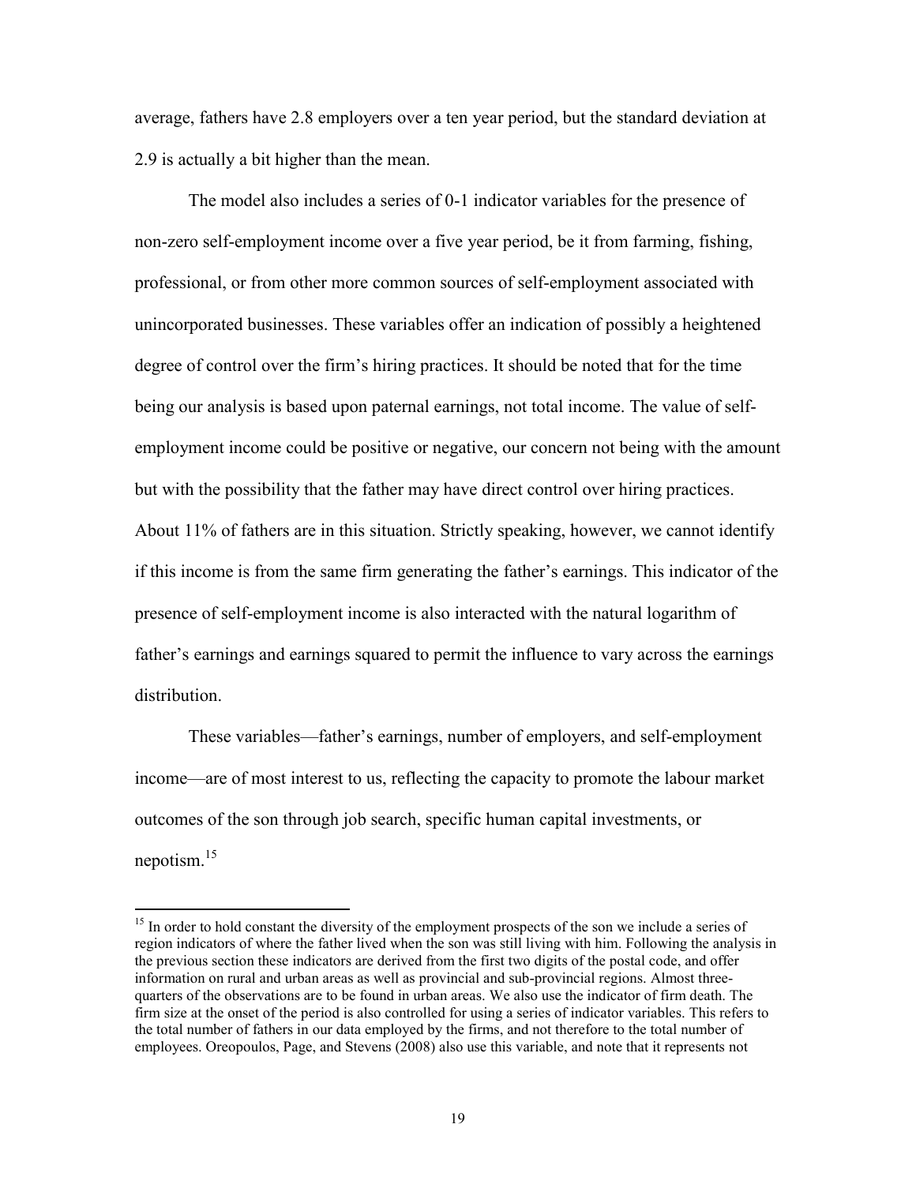average, fathers have 2.8 employers over a ten year period, but the standard deviation at 2.9 is actually a bit higher than the mean.

The model also includes a series of 0-1 indicator variables for the presence of non-zero self-employment income over a five year period, be it from farming, fishing, professional, or from other more common sources of self-employment associated with unincorporated businesses. These variables offer an indication of possibly a heightened degree of control over the firm's hiring practices. It should be noted that for the time being our analysis is based upon paternal earnings, not total income. The value of self-employment income could be positive or negative, our concern not being with the amount but with the possibility that the father may have direct control over hiring practices. About 11% of fathers are in this situation. Strictly speaking, however, we cannot identify if this income is from the same firm generating the father's earnings. This indicator of the presence of self-employment income is also interacted with the natural logarithm of father's earnings and earnings squared to permit the influence to vary across the earnings distribution.

These variables—father's earnings, number of employers, and self-employment income—are of most interest to us, reflecting the capacity to promote the labour market outcomes of the son through job search, specific human capital investments, or nepotism.[15]

[15] In order to hold constant the diversity of the employment prospects of the son we include a series of region indicators of where the father lived when the son was still living with him. Following the analysis in the previous section these indicators are derived from the first two digits of the postal code, and offer information on rural and urban areas as well as provincial and sub-provincial regions. Almost three-quarters of the observations are to be found in urban areas. We also use the indicator of firm death. The firm size at the onset of the period is also controlled for using a series of indicator variables. This refers to the total number of fathers in our data employed by the firms, and not therefore to the total number of employees. Oreopoulos, Page, and Stevens (2008) also use this variable, and note that it represents not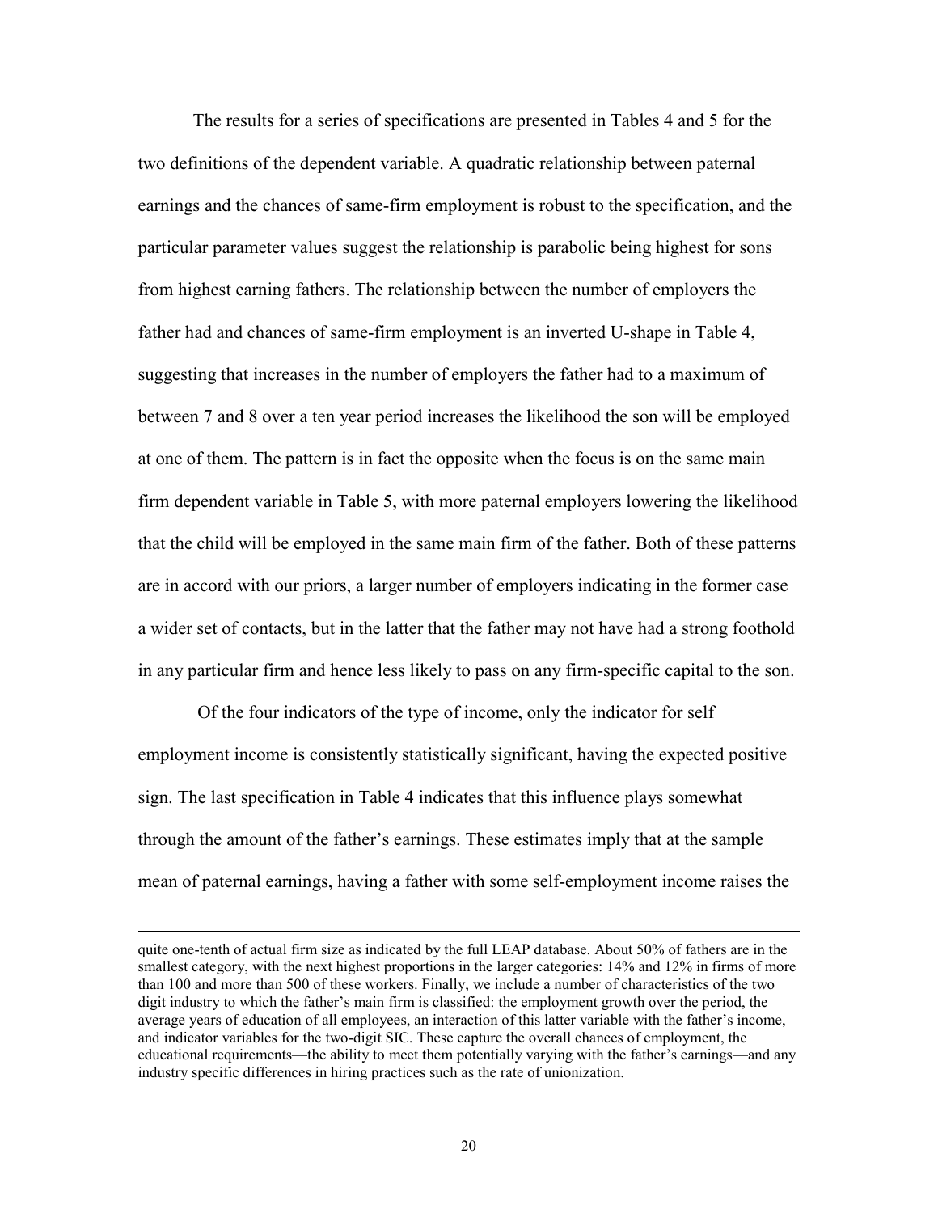The results for a series of specifications are presented in Tables 4 and 5 for the two definitions of the dependent variable. A quadratic relationship between paternal earnings and the chances of same-firm employment is robust to the specification, and the particular parameter values suggest the relationship is parabolic being highest for sons from highest earning fathers. The relationship between the number of employers the father had and chances of same-firm employment is an inverted U-shape in Table 4, suggesting that increases in the number of employers the father had to a maximum of between 7 and 8 over a ten year period increases the likelihood the son will be employed at one of them. The pattern is in fact the opposite when the focus is on the same main firm dependent variable in Table 5, with more paternal employers lowering the likelihood that the child will be employed in the same main firm of the father. Both of these patterns are in accord with our priors, a larger number of employers indicating in the former case a wider set of contacts, but in the latter that the father may not have had a strong foothold in any particular firm and hence less likely to pass on any firm-specific capital to the son.

Of the four indicators of the type of income, only the indicator for self employment income is consistently statistically significant, having the expected positive sign. The last specification in Table 4 indicates that this influence plays somewhat through the amount of the father's earnings. These estimates imply that at the sample mean of paternal earnings, having a father with some self-employment income raises the

---

quite one-tenth of actual firm size as indicated by the full LEAP database. About 50% of fathers are in the smallest category, with the next highest proportions in the larger categories: 14% and 12% in firms of more than 100 and more than 500 of these workers. Finally, we include a number of characteristics of the two digit industry to which the father's main firm is classified: the employment growth over the period, the average years of education of all employees, an interaction of this latter variable with the father's income, and indicator variables for the two-digit SIC. These capture the overall chances of employment, the educational requirements—the ability to meet them potentially varying with the father's earnings—and any industry specific differences in hiring practices such as the rate of unionization.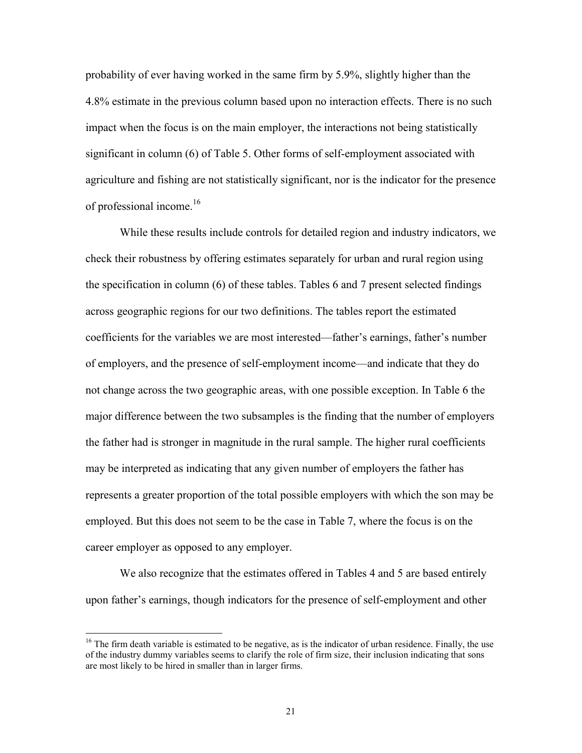probability of ever having worked in the same firm by 5.9%, slightly higher than the 4.8% estimate in the previous column based upon no interaction effects. There is no such impact when the focus is on the main employer, the interactions not being statistically significant in column (6) of Table 5. Other forms of self-employment associated with agriculture and fishing are not statistically significant, nor is the indicator for the presence of professional income.[16]

While these results include controls for detailed region and industry indicators, we check their robustness by offering estimates separately for urban and rural region using the specification in column (6) of these tables. Tables 6 and 7 present selected findings across geographic regions for our two definitions. The tables report the estimated coefficients for the variables we are most interested—father's earnings, father's number of employers, and the presence of self-employment income—and indicate that they do not change across the two geographic areas, with one possible exception. In Table 6 the major difference between the two subsamples is the finding that the number of employers the father had is stronger in magnitude in the rural sample. The higher rural coefficients may be interpreted as indicating that any given number of employers the father has represents a greater proportion of the total possible employers with which the son may be employed. But this does not seem to be the case in Table 7, where the focus is on the career employer as opposed to any employer.

We also recognize that the estimates offered in Tables 4 and 5 are based entirely upon father's earnings, though indicators for the presence of self-employment and other

---

[16] The firm death variable is estimated to be negative, as is the indicator of urban residence. Finally, the use of the industry dummy variables seems to clarify the role of firm size, their inclusion indicating that sons are most likely to be hired in smaller than in larger firms.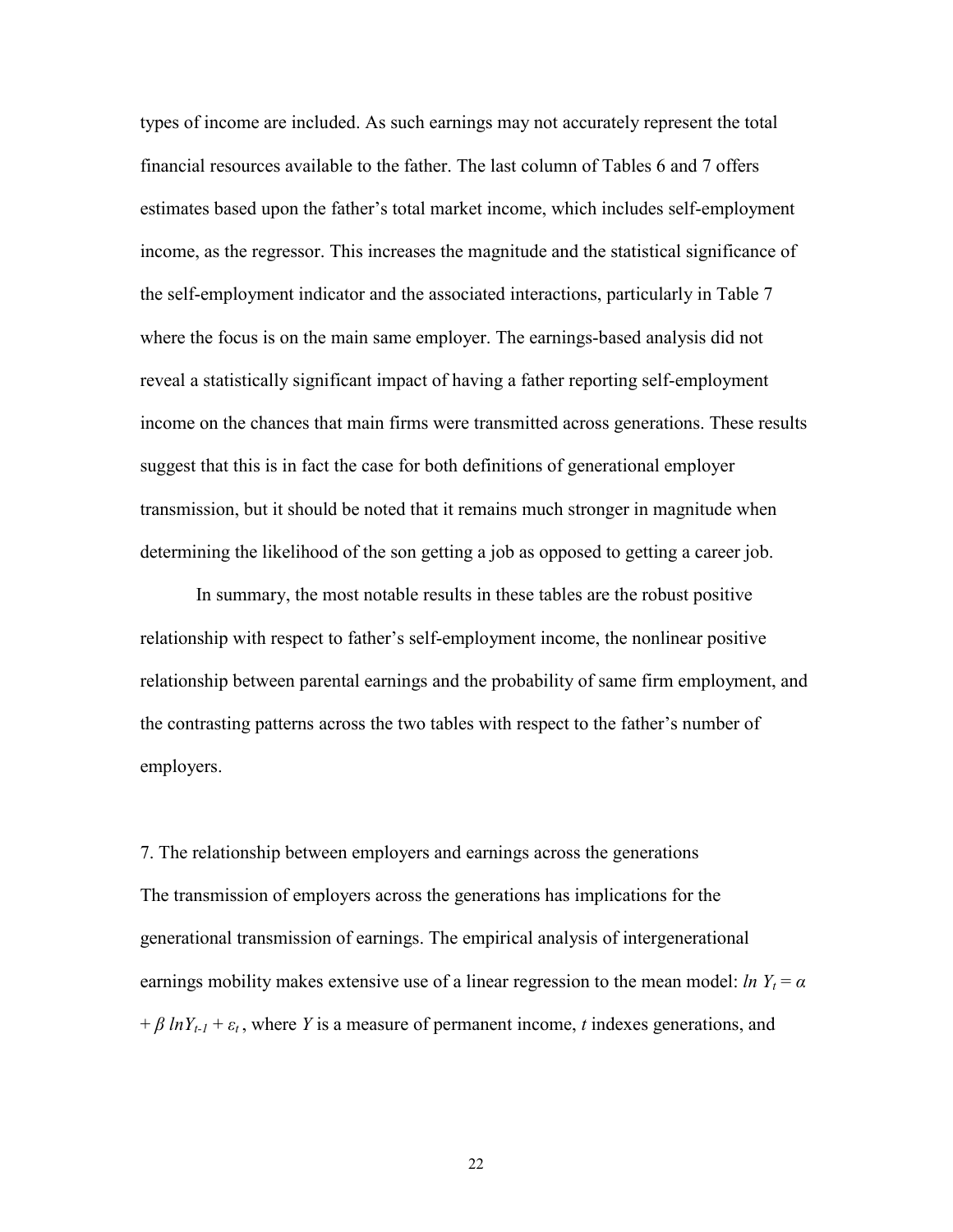types of income are included. As such earnings may not accurately represent the total financial resources available to the father. The last column of Tables 6 and 7 offers estimates based upon the father's total market income, which includes self-employment income, as the regressor. This increases the magnitude and the statistical significance of the self-employment indicator and the associated interactions, particularly in Table 7 where the focus is on the main same employer. The earnings-based analysis did not reveal a statistically significant impact of having a father reporting self-employment income on the chances that main firms were transmitted across generations. These results suggest that this is in fact the case for both definitions of generational employer transmission, but it should be noted that it remains much stronger in magnitude when determining the likelihood of the son getting a job as opposed to getting a career job.

In summary, the most notable results in these tables are the robust positive relationship with respect to father's self-employment income, the nonlinear positive relationship between parental earnings and the probability of same firm employment, and the contrasting patterns across the two tables with respect to the father's number of employers.

## 7. The relationship between employers and earnings across the generations

The transmission of employers across the generations has implications for the generational transmission of earnings. The empirical analysis of intergenerational earnings mobility makes extensive use of a linear regression to the mean model: $\ln Y_t = \alpha + \beta \ln Y_{t-1} + \varepsilon_t$, where $Y$ is a measure of permanent income, $t$ indexes generations, and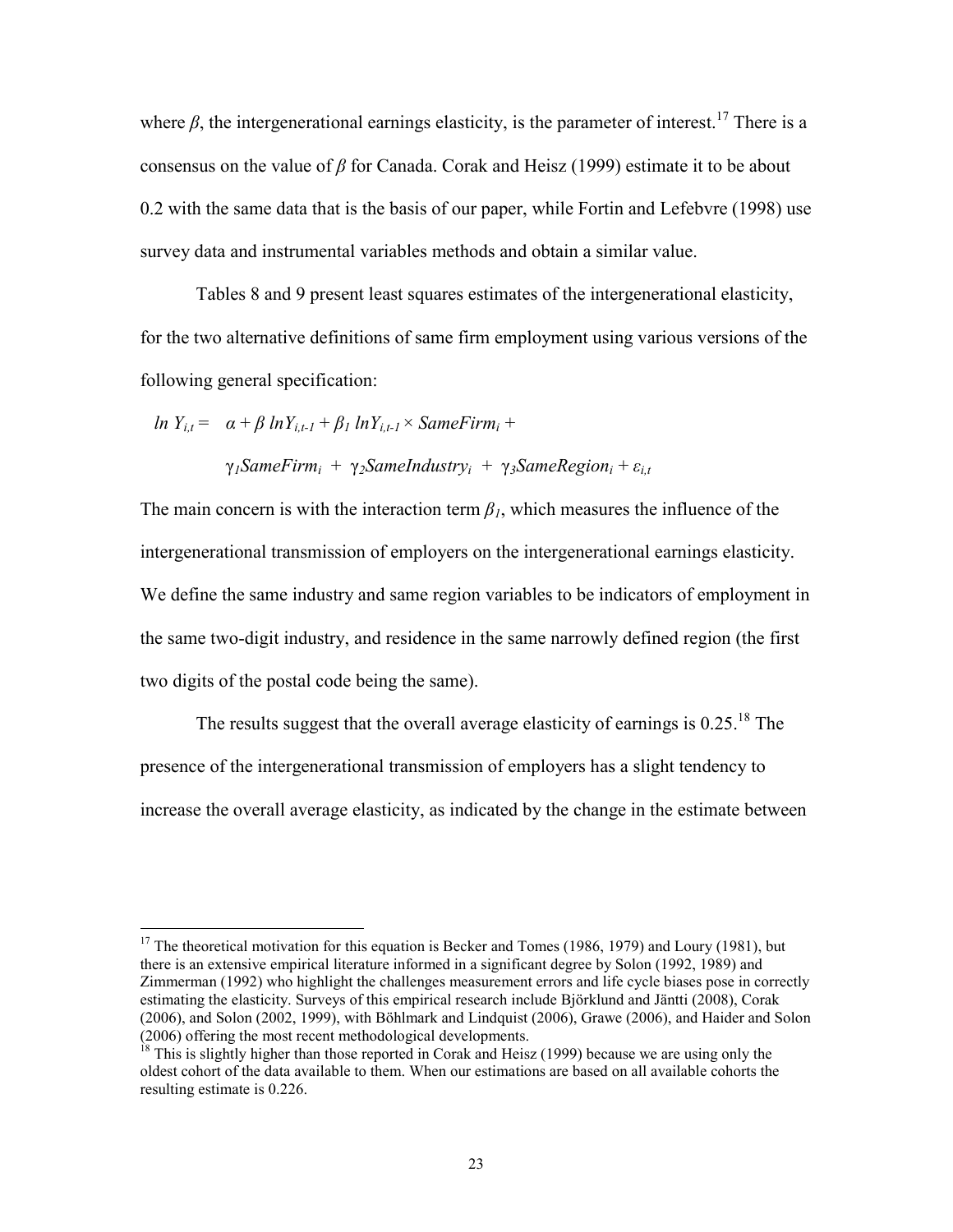where $\beta$, the intergenerational earnings elasticity, is the parameter of interest.[17] There is a consensus on the value of $\beta$ for Canada. Corak and Heisz (1999) estimate it to be about 0.2 with the same data that is the basis of our paper, while Fortin and Lefebvre (1998) use survey data and instrumental variables methods and obtain a similar value.

Tables 8 and 9 present least squares estimates of the intergenerational elasticity, for the two alternative definitions of same firm employment using various versions of the following general specification:

$$\ln Y_{i,t} = \alpha + \beta \ln Y_{i,t-1} + \beta_1 \ln Y_{i,t-1} \times SameFirm_i + \gamma_1 SameFirm_i + \gamma_2 SameIndustry_i + \gamma_3 SameRegion_i + \varepsilon_{i,t}$$

The main concern is with the interaction term $\beta_1$, which measures the influence of the intergenerational transmission of employers on the intergenerational earnings elasticity. We define the same industry and same region variables to be indicators of employment in the same two-digit industry, and residence in the same narrowly defined region (the first two digits of the postal code being the same).

The results suggest that the overall average elasticity of earnings is 0.25.[18] The presence of the intergenerational transmission of employers has a slight tendency to increase the overall average elasticity, as indicated by the change in the estimate between

---

[17] The theoretical motivation for this equation is Becker and Tomes (1986, 1979) and Loury (1981), but there is an extensive empirical literature informed in a significant degree by Solon (1992, 1989) and Zimmerman (1992) who highlight the challenges measurement errors and life cycle biases pose in correctly estimating the elasticity. Surveys of this empirical research include Björklund and Jäntti (2008), Corak (2006), and Solon (2002, 1999), with Böhlmark and Lindquist (2006), Grawe (2006), and Haider and Solon (2006) offering the most recent methodological developments.

[18] This is slightly higher than those reported in Corak and Heisz (1999) because we are using only the oldest cohort of the data available to them. When our estimations are based on all available cohorts the resulting estimate is 0.226.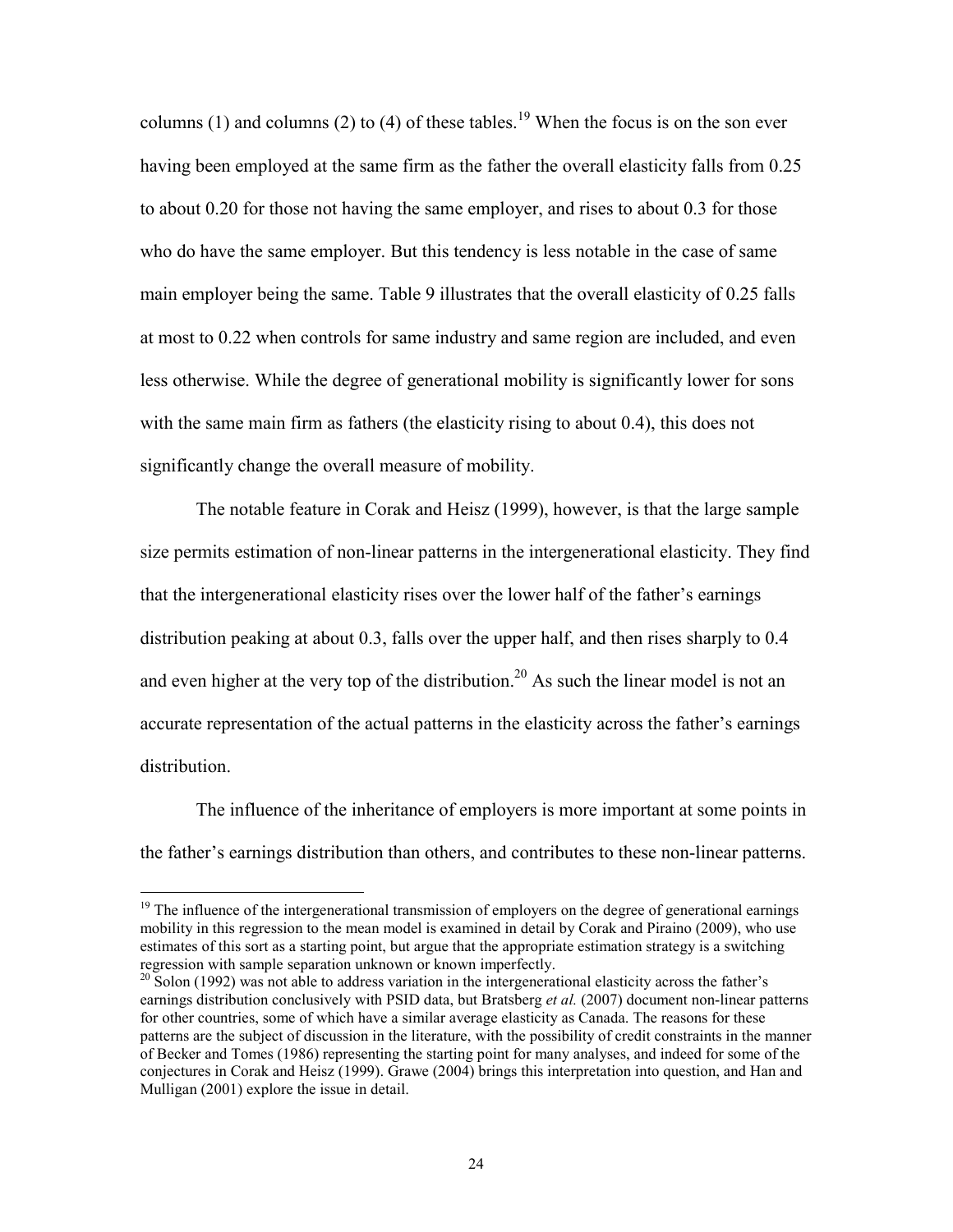columns (1) and columns (2) to (4) of these tables.[19] When the focus is on the son ever having been employed at the same firm as the father the overall elasticity falls from 0.25 to about 0.20 for those not having the same employer, and rises to about 0.3 for those who do have the same employer. But this tendency is less notable in the case of same main employer being the same. Table 9 illustrates that the overall elasticity of 0.25 falls at most to 0.22 when controls for same industry and same region are included, and even less otherwise. While the degree of generational mobility is significantly lower for sons with the same main firm as fathers (the elasticity rising to about 0.4), this does not significantly change the overall measure of mobility.

The notable feature in Corak and Heisz (1999), however, is that the large sample size permits estimation of non-linear patterns in the intergenerational elasticity. They find that the intergenerational elasticity rises over the lower half of the father's earnings distribution peaking at about 0.3, falls over the upper half, and then rises sharply to 0.4 and even higher at the very top of the distribution.[20] As such the linear model is not an accurate representation of the actual patterns in the elasticity across the father's earnings distribution.

The influence of the inheritance of employers is more important at some points in the father's earnings distribution than others, and contributes to these non-linear patterns.

[19] The influence of the intergenerational transmission of employers on the degree of generational earnings mobility in this regression to the mean model is examined in detail by Corak and Piraino (2009), who use estimates of this sort as a starting point, but argue that the appropriate estimation strategy is a switching regression with sample separation unknown or known imperfectly.

[20] Solon (1992) was not able to address variation in the intergenerational elasticity across the father's earnings distribution conclusively with PSID data, but Bratsberg *et al.* (2007) document non-linear patterns for other countries, some of which have a similar average elasticity as Canada. The reasons for these patterns are the subject of discussion in the literature, with the possibility of credit constraints in the manner of Becker and Tomes (1986) representing the starting point for many analyses, and indeed for some of the conjectures in Corak and Heisz (1999). Grawe (2004) brings this interpretation into question, and Han and Mulligan (2001) explore the issue in detail.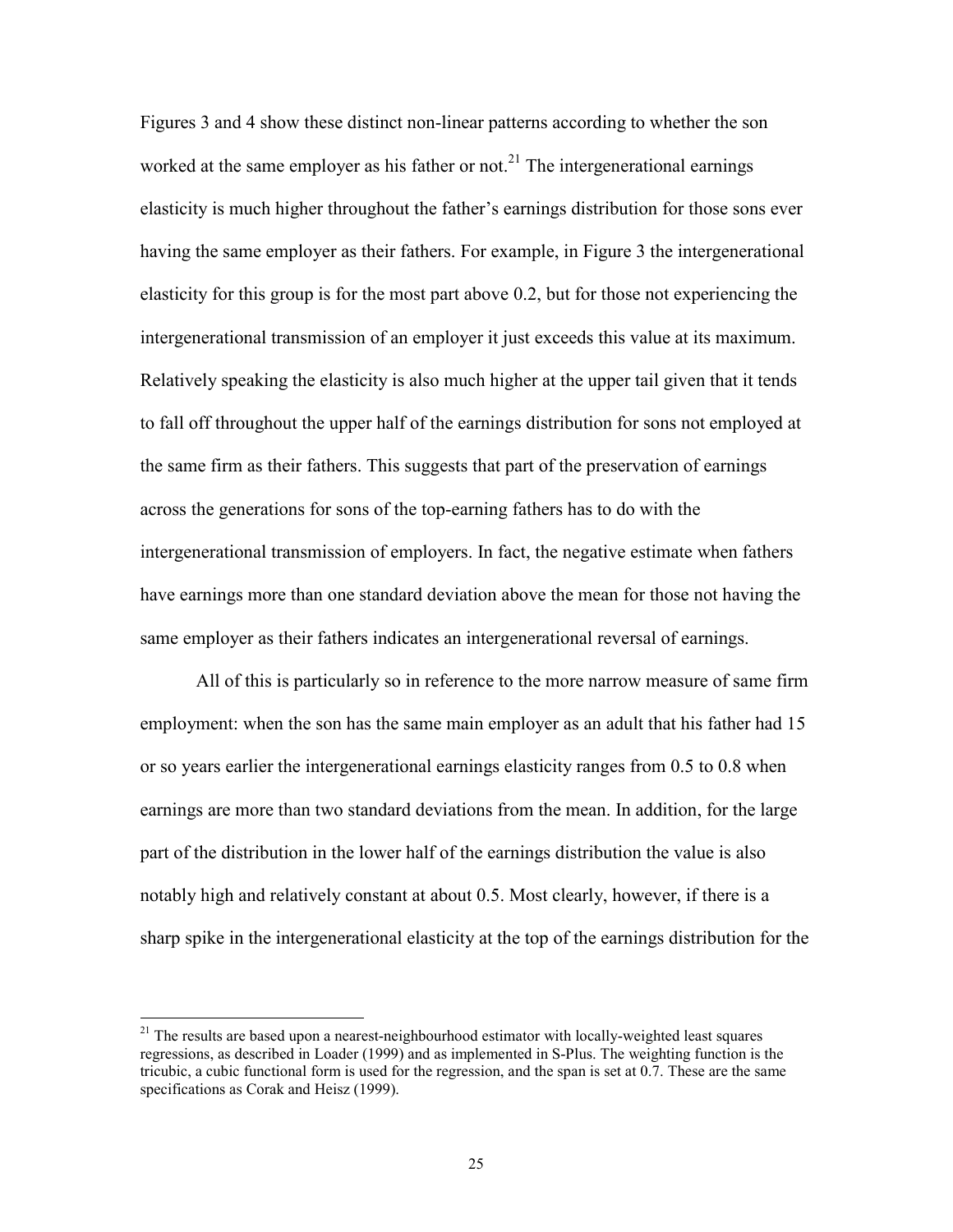Figures 3 and 4 show these distinct non-linear patterns according to whether the son worked at the same employer as his father or not.[21] The intergenerational earnings elasticity is much higher throughout the father's earnings distribution for those sons ever having the same employer as their fathers. For example, in Figure 3 the intergenerational elasticity for this group is for the most part above 0.2, but for those not experiencing the intergenerational transmission of an employer it just exceeds this value at its maximum. Relatively speaking the elasticity is also much higher at the upper tail given that it tends to fall off throughout the upper half of the earnings distribution for sons not employed at the same firm as their fathers. This suggests that part of the preservation of earnings across the generations for sons of the top-earning fathers has to do with the intergenerational transmission of employers. In fact, the negative estimate when fathers have earnings more than one standard deviation above the mean for those not having the same employer as their fathers indicates an intergenerational reversal of earnings.

All of this is particularly so in reference to the more narrow measure of same firm employment: when the son has the same main employer as an adult that his father had 15 or so years earlier the intergenerational earnings elasticity ranges from 0.5 to 0.8 when earnings are more than two standard deviations from the mean. In addition, for the large part of the distribution in the lower half of the earnings distribution the value is also notably high and relatively constant at about 0.5. Most clearly, however, if there is a sharp spike in the intergenerational elasticity at the top of the earnings distribution for the

[21] The results are based upon a nearest-neighbourhood estimator with locally-weighted least squares regressions, as described in Loader (1999) and as implemented in S-Plus. The weighting function is the tricubic, a cubic functional form is used for the regression, and the span is set at 0.7. These are the same specifications as Corak and Heisz (1999).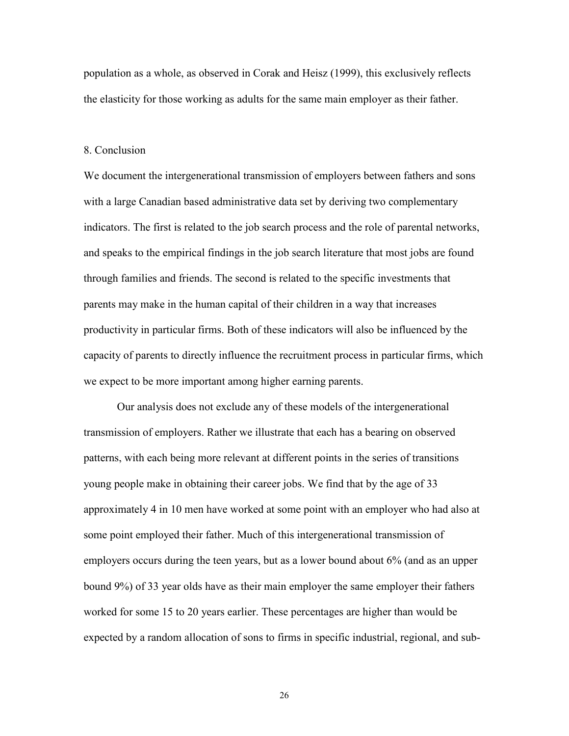population as a whole, as observed in Corak and Heisz (1999), this exclusively reflects the elasticity for those working as adults for the same main employer as their father.

## 8. Conclusion

We document the intergenerational transmission of employers between fathers and sons with a large Canadian based administrative data set by deriving two complementary indicators. The first is related to the job search process and the role of parental networks, and speaks to the empirical findings in the job search literature that most jobs are found through families and friends. The second is related to the specific investments that parents may make in the human capital of their children in a way that increases productivity in particular firms. Both of these indicators will also be influenced by the capacity of parents to directly influence the recruitment process in particular firms, which we expect to be more important among higher earning parents.

Our analysis does not exclude any of these models of the intergenerational transmission of employers. Rather we illustrate that each has a bearing on observed patterns, with each being more relevant at different points in the series of transitions young people make in obtaining their career jobs. We find that by the age of 33 approximately 4 in 10 men have worked at some point with an employer who had also at some point employed their father. Much of this intergenerational transmission of employers occurs during the teen years, but as a lower bound about 6% (and as an upper bound 9%) of 33 year olds have as their main employer the same employer their fathers worked for some 15 to 20 years earlier. These percentages are higher than would be expected by a random allocation of sons to firms in specific industrial, regional, and sub-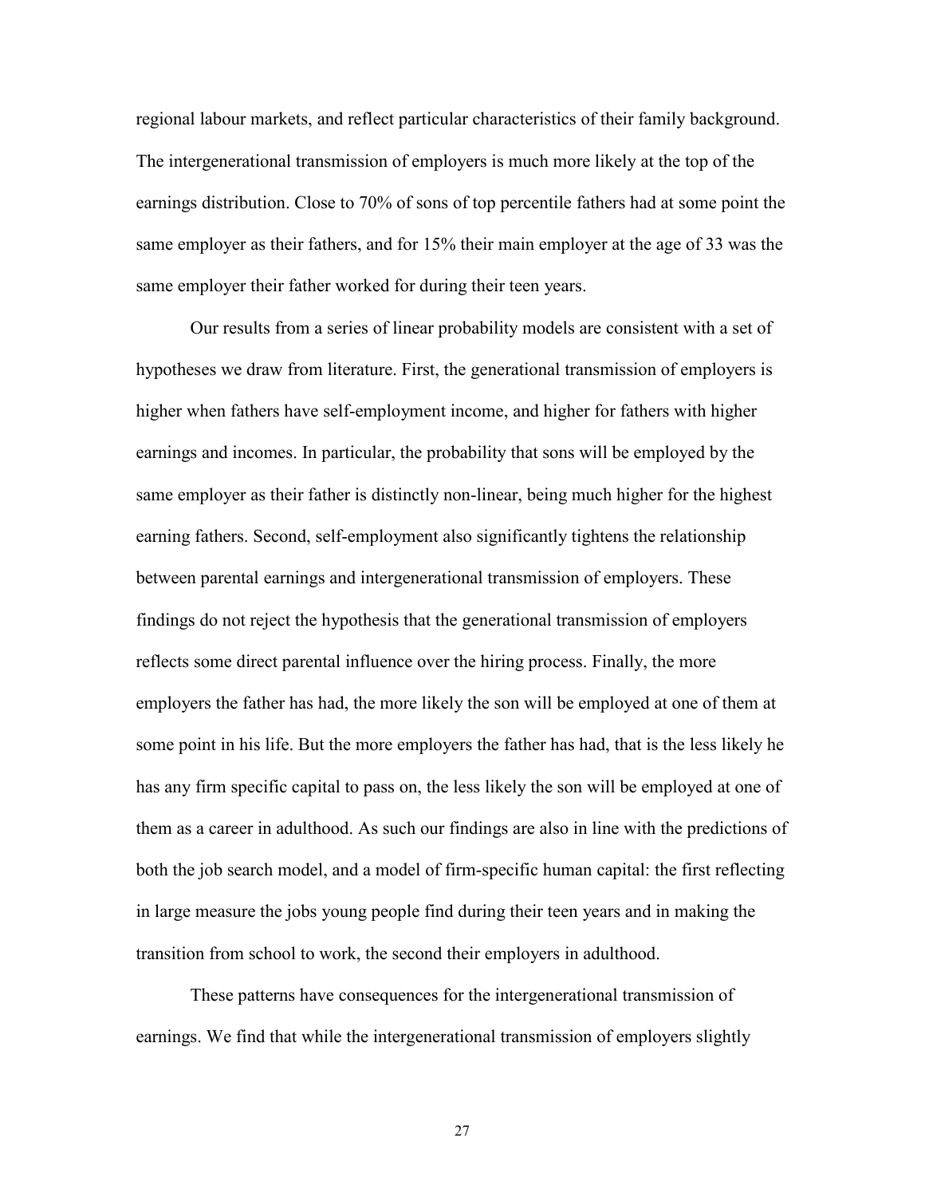regional labour markets, and reflect particular characteristics of their family background. The intergenerational transmission of employers is much more likely at the top of the earnings distribution. Close to 70% of sons of top percentile fathers had at some point the same employer as their fathers, and for 15% their main employer at the age of 33 was the same employer their father worked for during their teen years.

Our results from a series of linear probability models are consistent with a set of hypotheses we draw from literature. First, the generational transmission of employers is higher when fathers have self-employment income, and higher for fathers with higher earnings and incomes. In particular, the probability that sons will be employed by the same employer as their father is distinctly non-linear, being much higher for the highest earning fathers. Second, self-employment also significantly tightens the relationship between parental earnings and intergenerational transmission of employers. These findings do not reject the hypothesis that the generational transmission of employers reflects some direct parental influence over the hiring process. Finally, the more employers the father has had, the more likely the son will be employed at one of them at some point in his life. But the more employers the father has had, that is the less likely he has any firm specific capital to pass on, the less likely the son will be employed at one of them as a career in adulthood. As such our findings are also in line with the predictions of both the job search model, and a model of firm-specific human capital: the first reflecting in large measure the jobs young people find during their teen years and in making the transition from school to work, the second their employers in adulthood.

These patterns have consequences for the intergenerational transmission of earnings. We find that while the intergenerational transmission of employers slightly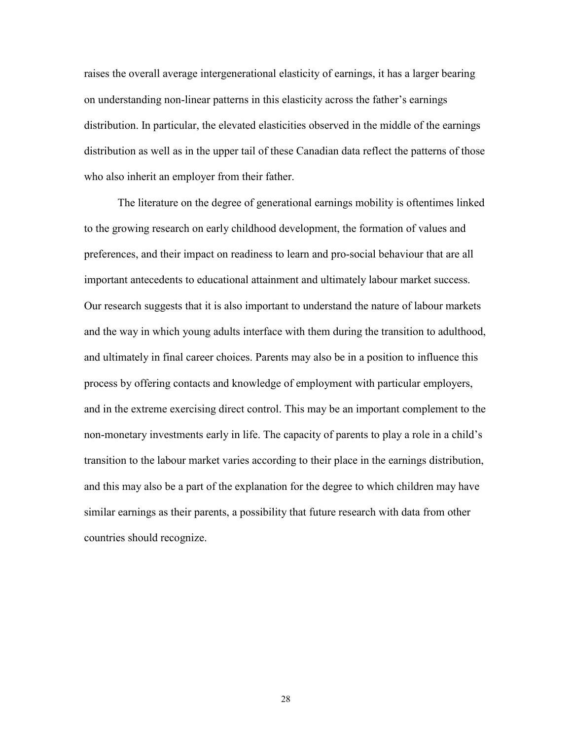raises the overall average intergenerational elasticity of earnings, it has a larger bearing on understanding non-linear patterns in this elasticity across the father's earnings distribution. In particular, the elevated elasticities observed in the middle of the earnings distribution as well as in the upper tail of these Canadian data reflect the patterns of those who also inherit an employer from their father.

The literature on the degree of generational earnings mobility is oftentimes linked to the growing research on early childhood development, the formation of values and preferences, and their impact on readiness to learn and pro-social behaviour that are all important antecedents to educational attainment and ultimately labour market success. Our research suggests that it is also important to understand the nature of labour markets and the way in which young adults interface with them during the transition to adulthood, and ultimately in final career choices. Parents may also be in a position to influence this process by offering contacts and knowledge of employment with particular employers, and in the extreme exercising direct control. This may be an important complement to the non-monetary investments early in life. The capacity of parents to play a role in a child's transition to the labour market varies according to their place in the earnings distribution, and this may also be a part of the explanation for the degree to which children may have similar earnings as their parents, a possibility that future research with data from other countries should recognize.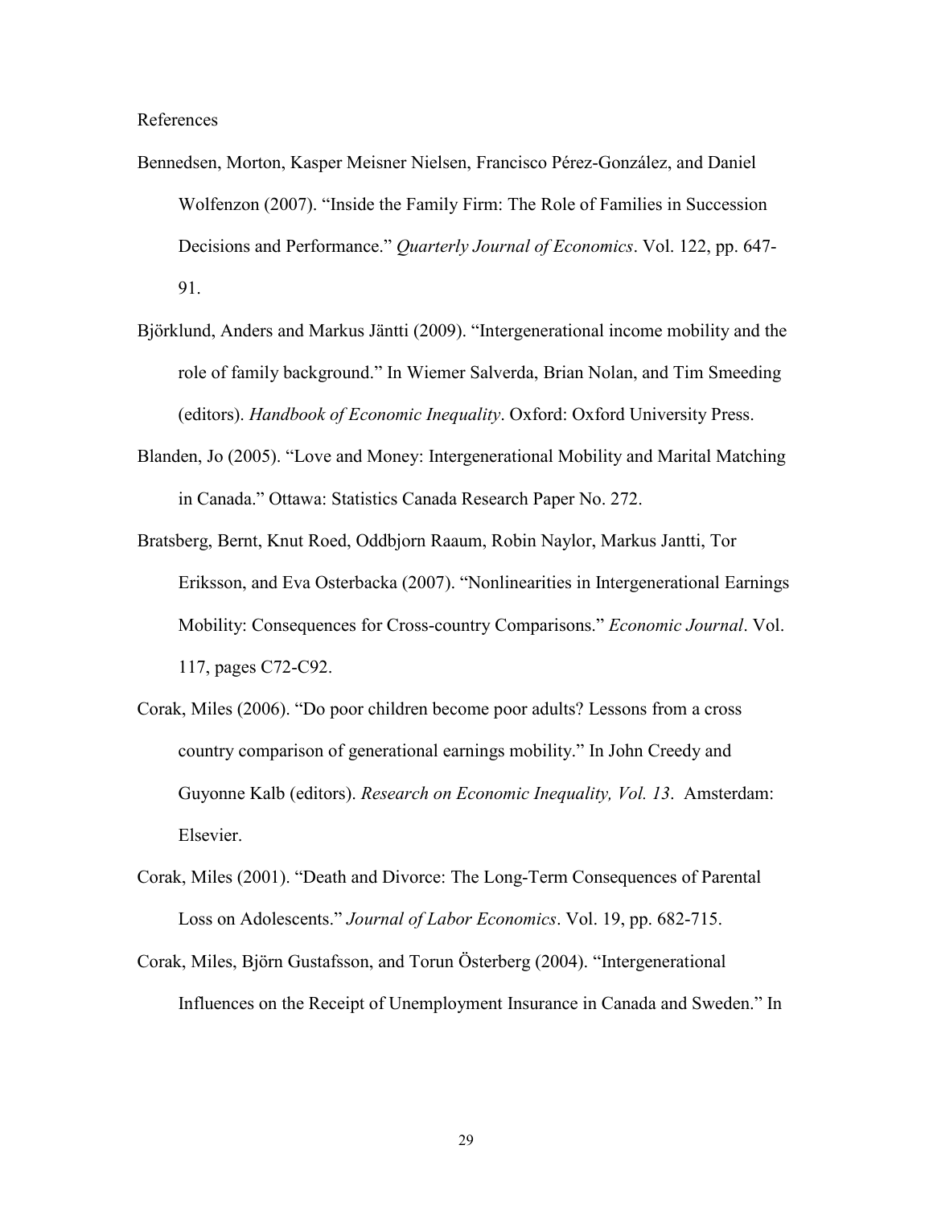References

Bennedsen, Morton, Kasper Meisner Nielsen, Francisco Pérez-González, and Daniel Wolfenzon (2007). "Inside the Family Firm: The Role of Families in Succession Decisions and Performance." *Quarterly Journal of Economics*. Vol. 122, pp. 647-91.

Björklund, Anders and Markus Jäntti (2009). "Intergenerational income mobility and the role of family background." In Wiemer Salverda, Brian Nolan, and Tim Smeeding (editors). *Handbook of Economic Inequality*. Oxford: Oxford University Press.

Blanden, Jo (2005). "Love and Money: Intergenerational Mobility and Marital Matching in Canada." Ottawa: Statistics Canada Research Paper No. 272.

Bratsberg, Bernt, Knut Roed, Oddbjorn Raaum, Robin Naylor, Markus Jantti, Tor Eriksson, and Eva Osterbacka (2007). "Nonlinearities in Intergenerational Earnings Mobility: Consequences for Cross-country Comparisons." *Economic Journal*. Vol. 117, pages C72-C92.

Corak, Miles (2006). "Do poor children become poor adults? Lessons from a cross country comparison of generational earnings mobility." In John Creedy and Guyonne Kalb (editors). *Research on Economic Inequality, Vol. 13*. Amsterdam: Elsevier.

Corak, Miles (2001). "Death and Divorce: The Long-Term Consequences of Parental Loss on Adolescents." *Journal of Labor Economics*. Vol. 19, pp. 682-715.

Corak, Miles, Björn Gustafsson, and Torun Österberg (2004). "Intergenerational Influences on the Receipt of Unemployment Insurance in Canada and Sweden." In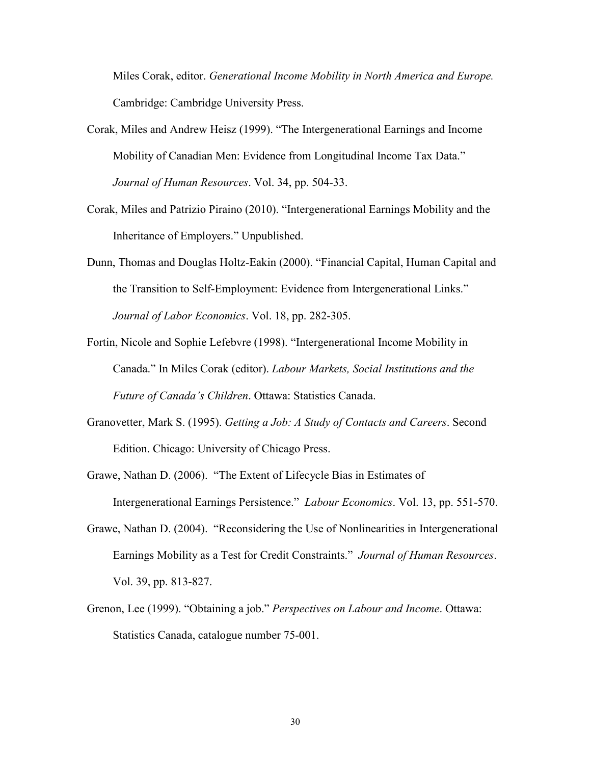Miles Corak, editor. *Generational Income Mobility in North America and Europe.* Cambridge: Cambridge University Press.

Corak, Miles and Andrew Heisz (1999). "The Intergenerational Earnings and Income Mobility of Canadian Men: Evidence from Longitudinal Income Tax Data." *Journal of Human Resources*. Vol. 34, pp. 504-33.

Corak, Miles and Patrizio Piraino (2010). "Intergenerational Earnings Mobility and the Inheritance of Employers." Unpublished.

Dunn, Thomas and Douglas Holtz-Eakin (2000). "Financial Capital, Human Capital and the Transition to Self-Employment: Evidence from Intergenerational Links." *Journal of Labor Economics*. Vol. 18, pp. 282-305.

Fortin, Nicole and Sophie Lefebvre (1998). "Intergenerational Income Mobility in Canada." In Miles Corak (editor). *Labour Markets, Social Institutions and the Future of Canada's Children*. Ottawa: Statistics Canada.

Granovetter, Mark S. (1995). *Getting a Job: A Study of Contacts and Careers*. Second Edition. Chicago: University of Chicago Press.

Grawe, Nathan D. (2006). "The Extent of Lifecycle Bias in Estimates of Intergenerational Earnings Persistence." *Labour Economics*. Vol. 13, pp. 551-570.

Grawe, Nathan D. (2004). "Reconsidering the Use of Nonlinearities in Intergenerational Earnings Mobility as a Test for Credit Constraints." *Journal of Human Resources*. Vol. 39, pp. 813-827.

Grenon, Lee (1999). "Obtaining a job." *Perspectives on Labour and Income*. Ottawa: Statistics Canada, catalogue number 75-001.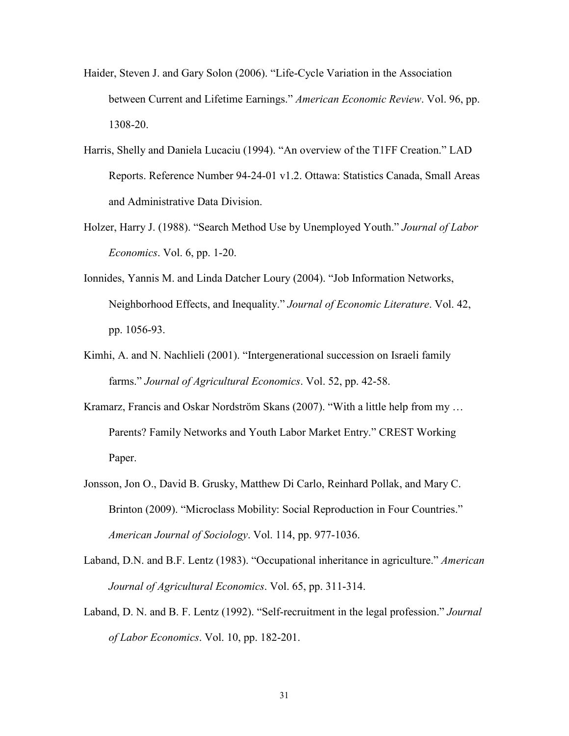Haider, Steven J. and Gary Solon (2006). "Life-Cycle Variation in the Association between Current and Lifetime Earnings." *American Economic Review*. Vol. 96, pp. 1308-20.

Harris, Shelly and Daniela Lucaciu (1994). "An overview of the T1FF Creation." LAD Reports. Reference Number 94-24-01 v1.2. Ottawa: Statistics Canada, Small Areas and Administrative Data Division.

Holzer, Harry J. (1988). "Search Method Use by Unemployed Youth." *Journal of Labor Economics*. Vol. 6, pp. 1-20.

Ionnides, Yannis M. and Linda Datcher Loury (2004). "Job Information Networks, Neighborhood Effects, and Inequality." *Journal of Economic Literature*. Vol. 42, pp. 1056-93.

Kimhi, A. and N. Nachlieli (2001). "Intergenerational succession on Israeli family farms." *Journal of Agricultural Economics*. Vol. 52, pp. 42-58.

Kramarz, Francis and Oskar Nordström Skans (2007). "With a little help from my … Parents? Family Networks and Youth Labor Market Entry." CREST Working Paper.

Jonsson, Jon O., David B. Grusky, Matthew Di Carlo, Reinhard Pollak, and Mary C. Brinton (2009). "Microclass Mobility: Social Reproduction in Four Countries." *American Journal of Sociology*. Vol. 114, pp. 977-1036.

Laband, D.N. and B.F. Lentz (1983). "Occupational inheritance in agriculture." *American Journal of Agricultural Economics*. Vol. 65, pp. 311-314.

Laband, D. N. and B. F. Lentz (1992). "Self-recruitment in the legal profession." *Journal of Labor Economics*. Vol. 10, pp. 182-201.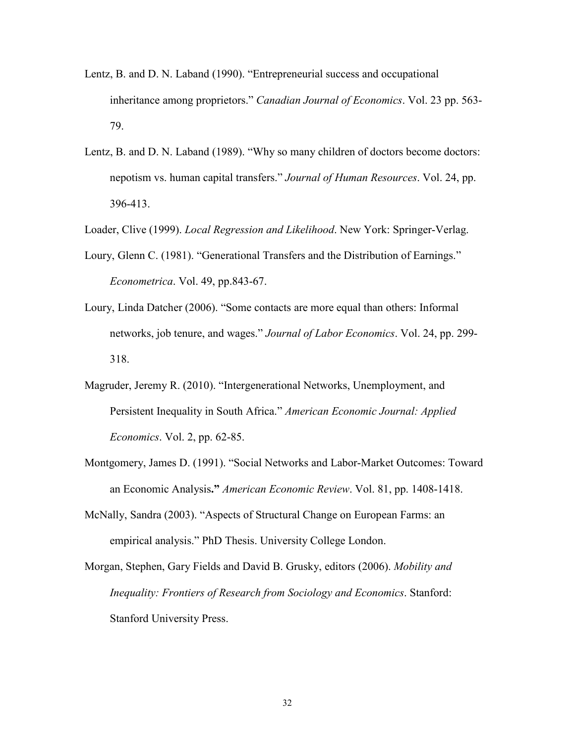Lentz, B. and D. N. Laband (1990). "Entrepreneurial success and occupational inheritance among proprietors." *Canadian Journal of Economics*. Vol. 23 pp. 563-79.

Lentz, B. and D. N. Laband (1989). "Why so many children of doctors become doctors: nepotism vs. human capital transfers." *Journal of Human Resources*. Vol. 24, pp. 396-413.

Loader, Clive (1999). *Local Regression and Likelihood*. New York: Springer-Verlag.

Loury, Glenn C. (1981). "Generational Transfers and the Distribution of Earnings." *Econometrica*. Vol. 49, pp.843-67.

Loury, Linda Datcher (2006). "Some contacts are more equal than others: Informal networks, job tenure, and wages." *Journal of Labor Economics*. Vol. 24, pp. 299-318.

Magruder, Jeremy R. (2010). "Intergenerational Networks, Unemployment, and Persistent Inequality in South Africa." *American Economic Journal: Applied Economics*. Vol. 2, pp. 62-85.

Montgomery, James D. (1991). "Social Networks and Labor-Market Outcomes: Toward an Economic Analysis**."** *American Economic Review*. Vol. 81, pp. 1408-1418.

McNally, Sandra (2003). "Aspects of Structural Change on European Farms: an empirical analysis." PhD Thesis. University College London.

Morgan, Stephen, Gary Fields and David B. Grusky, editors (2006). *Mobility and Inequality: Frontiers of Research from Sociology and Economics*. Stanford: Stanford University Press.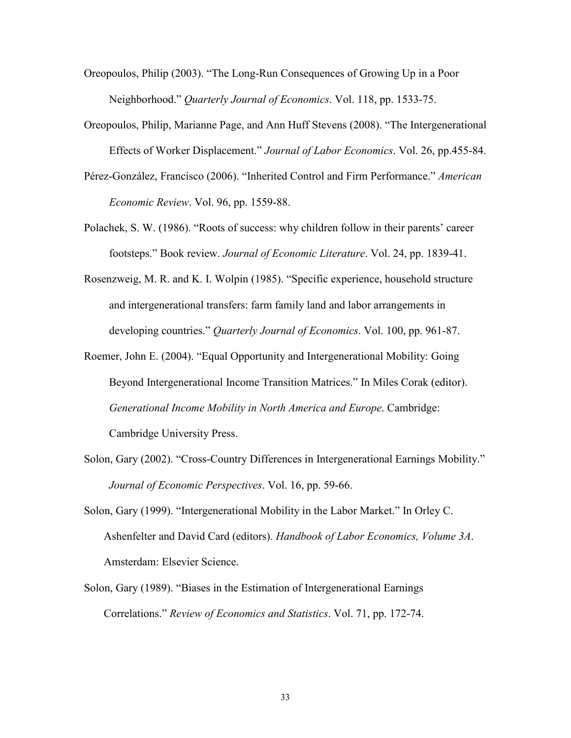Oreopoulos, Philip (2003). "The Long-Run Consequences of Growing Up in a Poor Neighborhood." *Quarterly Journal of Economics*. Vol. 118, pp. 1533-75.

Oreopoulos, Philip, Marianne Page, and Ann Huff Stevens (2008). "The Intergenerational Effects of Worker Displacement." *Journal of Labor Economics*. Vol. 26, pp.455-84.

Pérez-González, Francisco (2006). "Inherited Control and Firm Performance." *American Economic Review*. Vol. 96, pp. 1559-88.

Polachek, S. W. (1986). "Roots of success: why children follow in their parents' career footsteps." Book review. *Journal of Economic Literature*. Vol. 24, pp. 1839-41.

Rosenzweig, M. R. and K. I. Wolpin (1985). "Specific experience, household structure and intergenerational transfers: farm family land and labor arrangements in developing countries." *Quarterly Journal of Economics*. Vol. 100, pp. 961-87.

Roemer, John E. (2004). "Equal Opportunity and Intergenerational Mobility: Going Beyond Intergenerational Income Transition Matrices." In Miles Corak (editor). *Generational Income Mobility in North America and Europe*. Cambridge: Cambridge University Press.

Solon, Gary (2002). "Cross-Country Differences in Intergenerational Earnings Mobility." *Journal of Economic Perspectives*. Vol. 16, pp. 59-66.

Solon, Gary (1999). "Intergenerational Mobility in the Labor Market." In Orley C. Ashenfelter and David Card (editors). *Handbook of Labor Economics, Volume 3A*. Amsterdam: Elsevier Science.

Solon, Gary (1989). "Biases in the Estimation of Intergenerational Earnings Correlations." *Review of Economics and Statistics*. Vol. 71, pp. 172-74.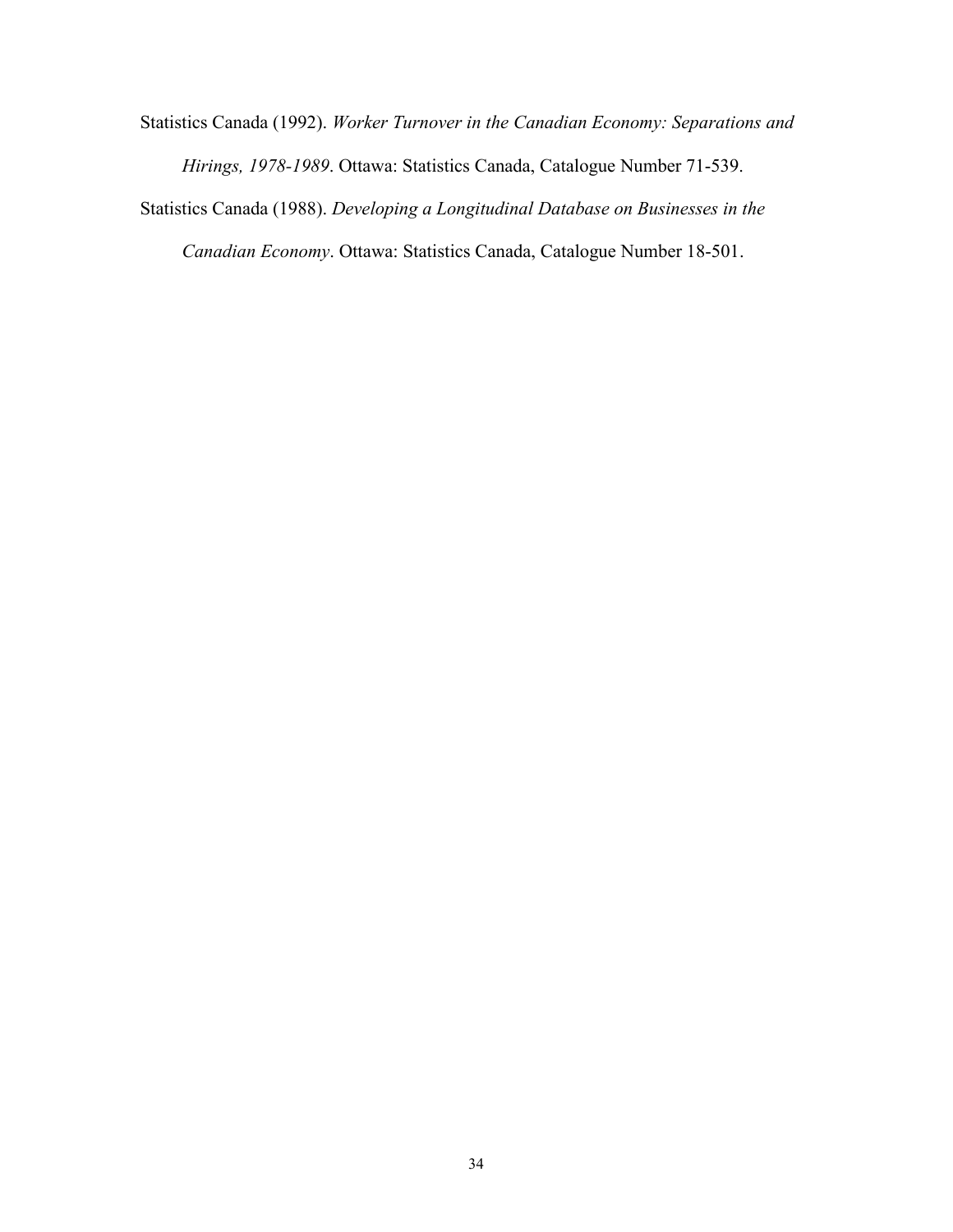Statistics Canada (1992). *Worker Turnover in the Canadian Economy: Separations and Hirings, 1978-1989*. Ottawa: Statistics Canada, Catalogue Number 71-539.

Statistics Canada (1988). *Developing a Longitudinal Database on Businesses in the Canadian Economy*. Ottawa: Statistics Canada, Catalogue Number 18-501.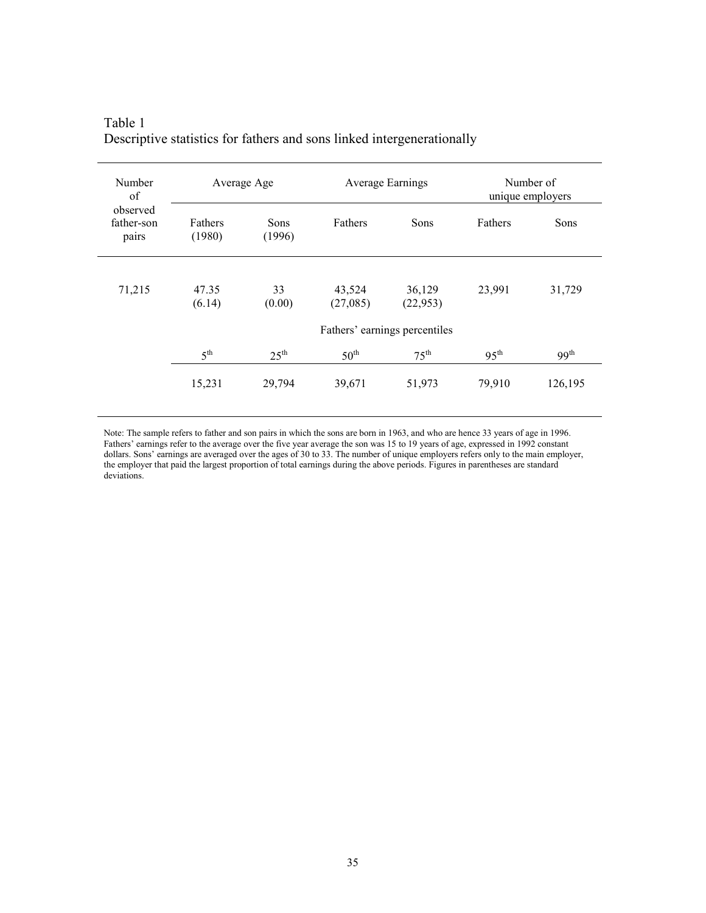Table 1
Descriptive statistics for fathers and sons linked intergenerationally

| Number of observed father-son pairs | Average Age | | Average Earnings | | Number of unique employers | |
|---|---|---|---|---|---|---|
| | Fathers (1980) | Sons (1996) | Fathers | Sons | Fathers | Sons |
| 71,215 | 47.35<br>(6.14) | 33<br>(0.00) | 43,524<br>(27,085) | 36,129<br>(22,953) | 23,991 | 31,729 |
| | Fathers' earnings percentiles | | | | | |
| | 5th | 25th | 50th | 75th | 95th | 99th |
| | 15,231 | 29,794 | 39,671 | 51,973 | 79,910 | 126,195 |

Note: The sample refers to father and son pairs in which the sons are born in 1963, and who are hence 33 years of age in 1996. Fathers' earnings refer to the average over the five year average the son was 15 to 19 years of age, expressed in 1992 constant dollars. Sons' earnings are averaged over the ages of 30 to 33. The number of unique employers refers only to the main employer, the employer that paid the largest proportion of total earnings during the above periods. Figures in parentheses are standard deviations.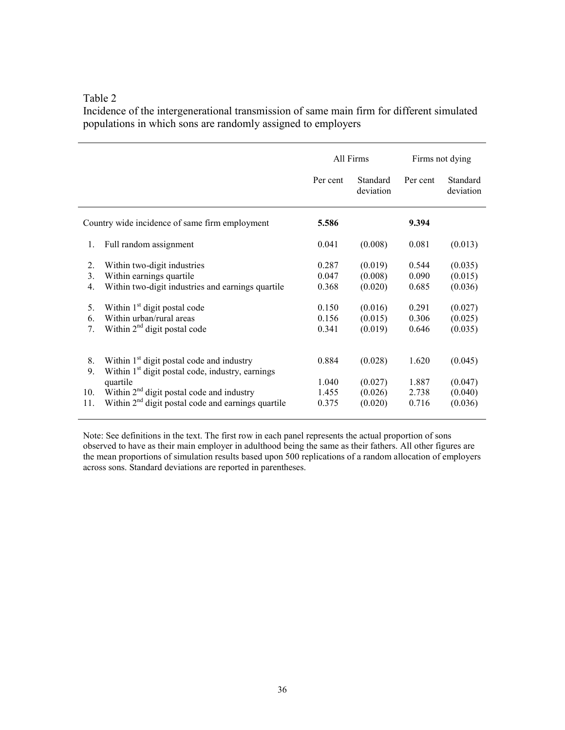Table 2

Incidence of the intergenerational transmission of same main firm for different simulated populations in which sons are randomly assigned to employers

| | | All Firms | | Firms not dying | |
|---|---|---|---|---|---|
| | | Per cent | Standard deviation | Per cent | Standard deviation |
| Country wide incidence of same firm employment | | **5.586** | | **9.394** | |
| 1. | Full random assignment | 0.041 | (0.008) | 0.081 | (0.013) |
| 2. | Within two-digit industries | 0.287 | (0.019) | 0.544 | (0.035) |
| 3. | Within earnings quartile | 0.047 | (0.008) | 0.090 | (0.015) |
| 4. | Within two-digit industries and earnings quartile | 0.368 | (0.020) | 0.685 | (0.036) |
| 5. | Within 1st digit postal code | 0.150 | (0.016) | 0.291 | (0.027) |
| 6. | Within urban/rural areas | 0.156 | (0.015) | 0.306 | (0.025) |
| 7. | Within 2nd digit postal code | 0.341 | (0.019) | 0.646 | (0.035) |
| 8. | Within 1st digit postal code and industry | 0.884 | (0.028) | 1.620 | (0.045) |
| 9. | Within 1st digit postal code, industry, earnings quartile | 1.040 | (0.027) | 1.887 | (0.047) |
| 10. | Within 2nd digit postal code and industry | 1.455 | (0.026) | 2.738 | (0.040) |
| 11. | Within 2nd digit postal code and earnings quartile | 0.375 | (0.020) | 0.716 | (0.036) |

Note: See definitions in the text. The first row in each panel represents the actual proportion of sons observed to have as their main employer in adulthood being the same as their fathers. All other figures are the mean proportions of simulation results based upon 500 replications of a random allocation of employers across sons. Standard deviations are reported in parentheses.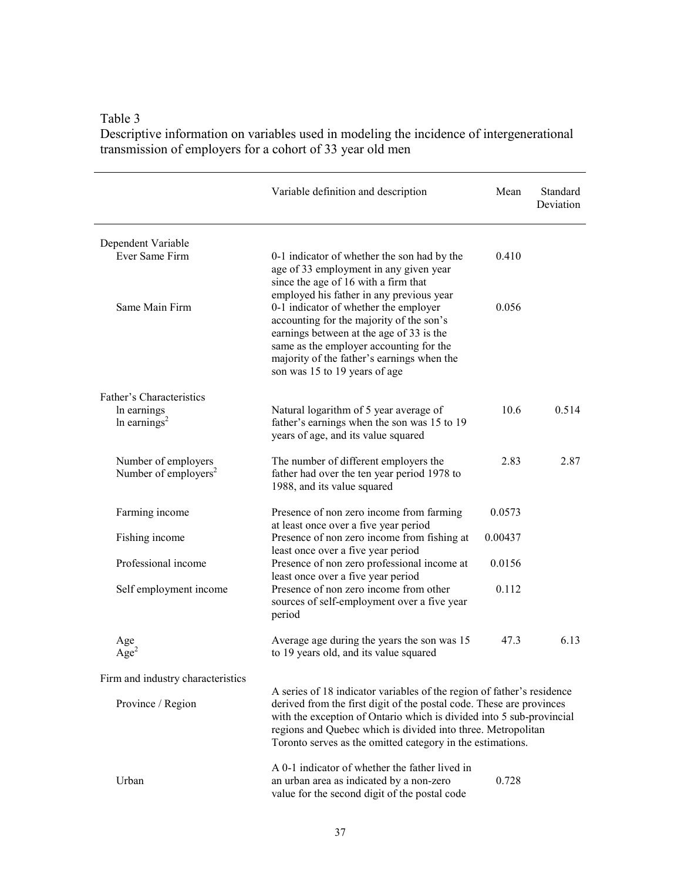Table 3
Descriptive information on variables used in modeling the incidence of intergenerational transmission of employers for a cohort of 33 year old men

| | Variable definition and description | Mean | Standard Deviation |
|---|---|---|---|
| Dependent Variable | | | |
| Ever Same Firm | 0-1 indicator of whether the son had by the age of 33 employment in any given year since the age of 16 with a firm that employed his father in any previous year | 0.410 | |
| Same Main Firm | 0-1 indicator of whether the employer accounting for the majority of the son's earnings between at the age of 33 is the same as the employer accounting for the majority of the father's earnings when the son was 15 to 19 years of age | 0.056 | |
| Father's Characteristics | | | |
| ln earnings<br>ln earnings$^2$ | Natural logarithm of 5 year average of father's earnings when the son was 15 to 19 years of age, and its value squared | 10.6 | 0.514 |
| Number of employers<br>Number of employers$^2$ | The number of different employers the father had over the ten year period 1978 to 1988, and its value squared | 2.83 | 2.87 |
| Farming income | Presence of non zero income from farming at least once over a five year period | 0.0573 | |
| Fishing income | Presence of non zero income from fishing at least once over a five year period | 0.00437 | |
| Professional income | Presence of non zero professional income at least once over a five year period | 0.0156 | |
| Self employment income | Presence of non zero income from other sources of self-employment over a five year period | 0.112 | |
| Age<br>Age$^2$ | Average age during the years the son was 15 to 19 years old, and its value squared | 47.3 | 6.13 |
| Firm and industry characteristics | | | |
| Province / Region | A series of 18 indicator variables of the region of father's residence derived from the first digit of the postal code. These are provinces with the exception of Ontario which is divided into 5 sub-provincial regions and Quebec which is divided into three. Metropolitan Toronto serves as the omitted category in the estimations. | | |
| Urban | A 0-1 indicator of whether the father lived in an urban area as indicated by a non-zero value for the second digit of the postal code | 0.728 | |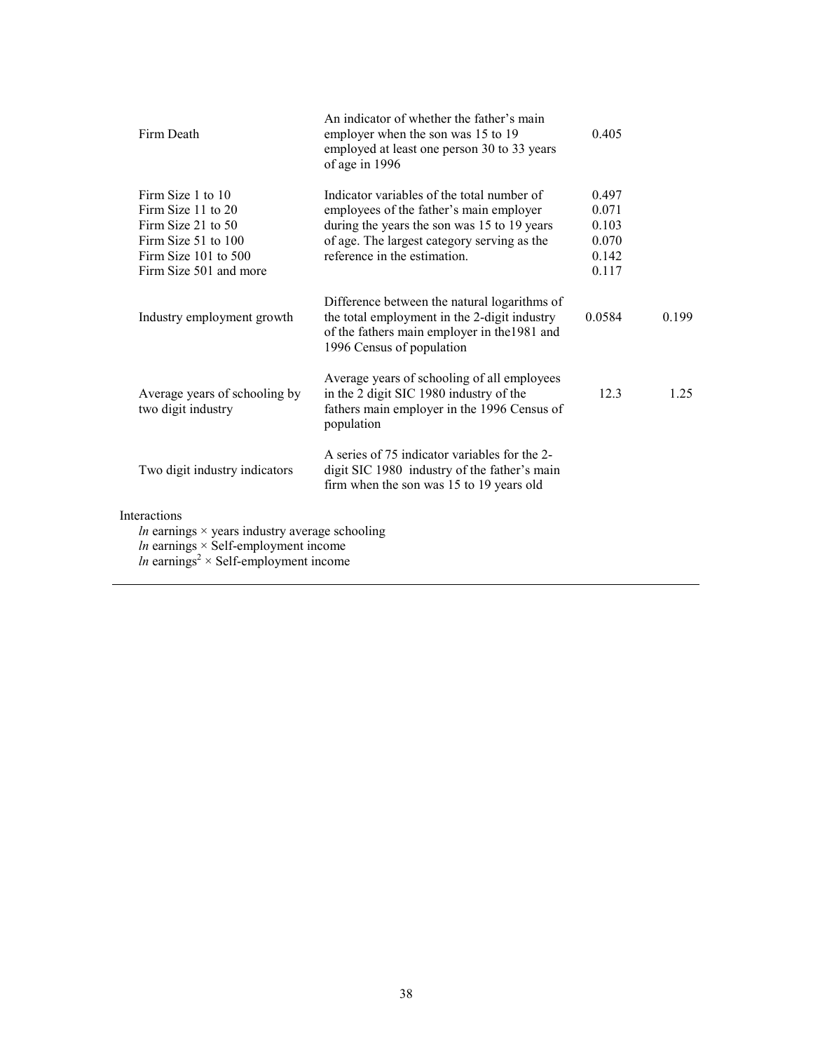| | | | |
|---|---|---|---|
| Firm Death | An indicator of whether the father's main employer when the son was 15 to 19 employed at least one person 30 to 33 years of age in 1996 | 0.405 | |
| Firm Size 1 to 10<br>Firm Size 11 to 20<br>Firm Size 21 to 50<br>Firm Size 51 to 100<br>Firm Size 101 to 500<br>Firm Size 501 and more | Indicator variables of the total number of employees of the father's main employer during the years the son was 15 to 19 years of age. The largest category serving as the reference in the estimation. | 0.497<br>0.071<br>0.103<br>0.070<br>0.142<br>0.117 | |
| Industry employment growth | Difference between the natural logarithms of the total employment in the 2-digit industry of the fathers main employer in the1981 and 1996 Census of population | 0.0584 | 0.199 |
| Average years of schooling by two digit industry | Average years of schooling of all employees in the 2 digit SIC 1980 industry of the fathers main employer in the 1996 Census of population | 12.3 | 1.25 |
| Two digit industry indicators | A series of 75 indicator variables for the 2-digit SIC 1980 industry of the father's main firm when the son was 15 to 19 years old | | |
| Interactions<br>*ln* earnings × years industry average schooling<br>*ln* earnings × Self-employment income<br>*ln* earnings$^2$ × Self-employment income | | | |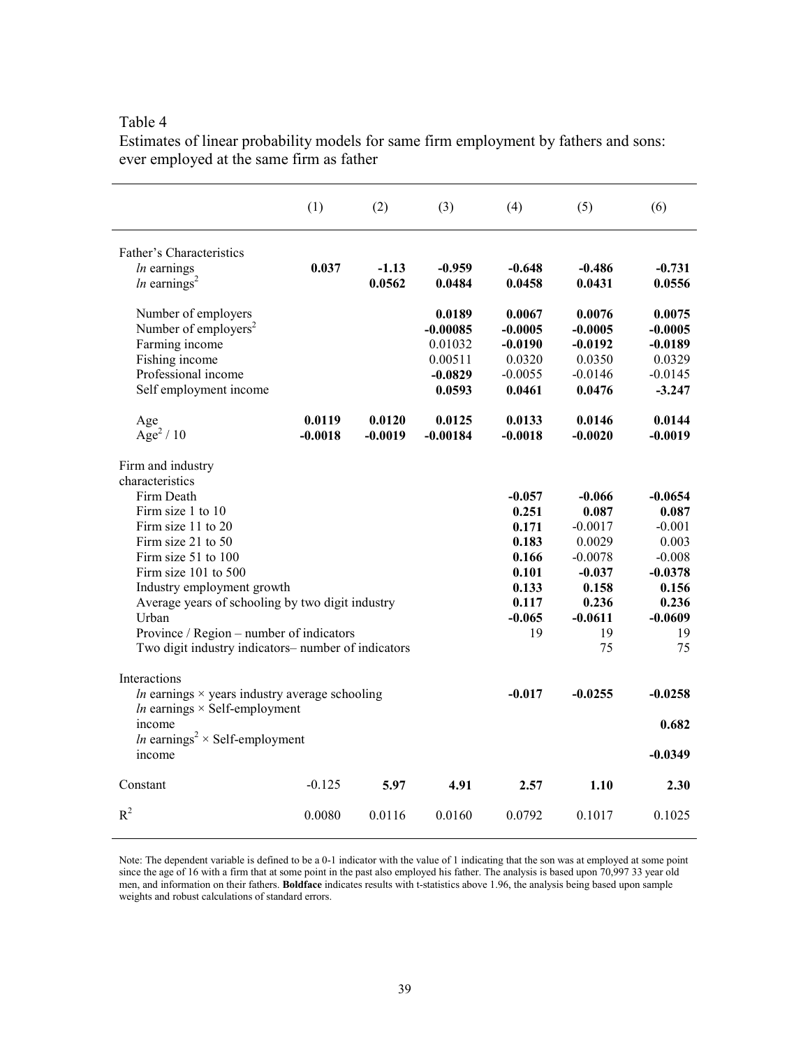Table 4

Estimates of linear probability models for same firm employment by fathers and sons: ever employed at the same firm as father

| | (1) | (2) | (3) | (4) | (5) | (6) |
|---|---|---|---|---|---|---|
| Father's Characteristics | | | | | | |
| *ln* earnings | **0.037** | **-1.13** | **-0.959** | **-0.648** | **-0.486** | **-0.731** |
| *ln* earnings$^2$ | | **0.0562** | **0.0484** | **0.0458** | **0.0431** | **0.0556** |
| Number of employers | | | **0.0189** | **0.0067** | **0.0076** | **0.0075** |
| Number of employers$^2$ | | | **-0.00085** | **-0.0005** | **-0.0005** | **-0.0005** |
| Farming income | | | 0.01032 | **-0.0190** | **-0.0192** | **-0.0189** |
| Fishing income | | | 0.00511 | 0.0320 | 0.0350 | 0.0329 |
| Professional income | | | **-0.0829** | -0.0055 | -0.0146 | -0.0145 |
| Self employment income | | | **0.0593** | **0.0461** | **0.0476** | **-3.247** |
| Age | **0.0119** | **0.0120** | **0.0125** | **0.0133** | **0.0146** | **0.0144** |
| Age$^2$ / 10 | **-0.0018** | **-0.0019** | **-0.00184** | **-0.0018** | **-0.0020** | **-0.0019** |
| Firm and industry characteristics | | | | | | |
| Firm Death | | | | **-0.057** | **-0.066** | **-0.0654** |
| Firm size 1 to 10 | | | | **0.251** | **0.087** | **0.087** |
| Firm size 11 to 20 | | | | **0.171** | -0.0017 | -0.001 |
| Firm size 21 to 50 | | | | **0.183** | 0.0029 | 0.003 |
| Firm size 51 to 100 | | | | **0.166** | -0.0078 | -0.008 |
| Firm size 101 to 500 | | | | **0.101** | **-0.037** | **-0.0378** |
| Industry employment growth | | | | **0.133** | **0.158** | **0.156** |
| Average years of schooling by two digit industry | | | | **0.117** | **0.236** | **0.236** |
| Urban | | | | **-0.065** | **-0.0611** | **-0.0609** |
| Province / Region – number of indicators | | | | 19 | 19 | 19 |
| Two digit industry indicators– number of indicators | | | | | 75 | 75 |
| Interactions | | | | | | |
| *ln* earnings × years industry average schooling | | | | **-0.017** | **-0.0255** | **-0.0258** |
| *ln* earnings × Self-employment income | | | | | | **0.682** |
| *ln* earnings$^2$ × Self-employment income | | | | | | **-0.0349** |
| Constant | -0.125 | **5.97** | **4.91** | **2.57** | **1.10** | **2.30** |
| $R^2$ | 0.0080 | 0.0116 | 0.0160 | 0.0792 | 0.1017 | 0.1025 |

Note: The dependent variable is defined to be a 0-1 indicator with the value of 1 indicating that the son was at employed at some point since the age of 16 with a firm that at some point in the past also employed his father. The analysis is based upon 70,997 33 year old men, and information on their fathers. **Boldface** indicates results with t-statistics above 1.96, the analysis being based upon sample weights and robust calculations of standard errors.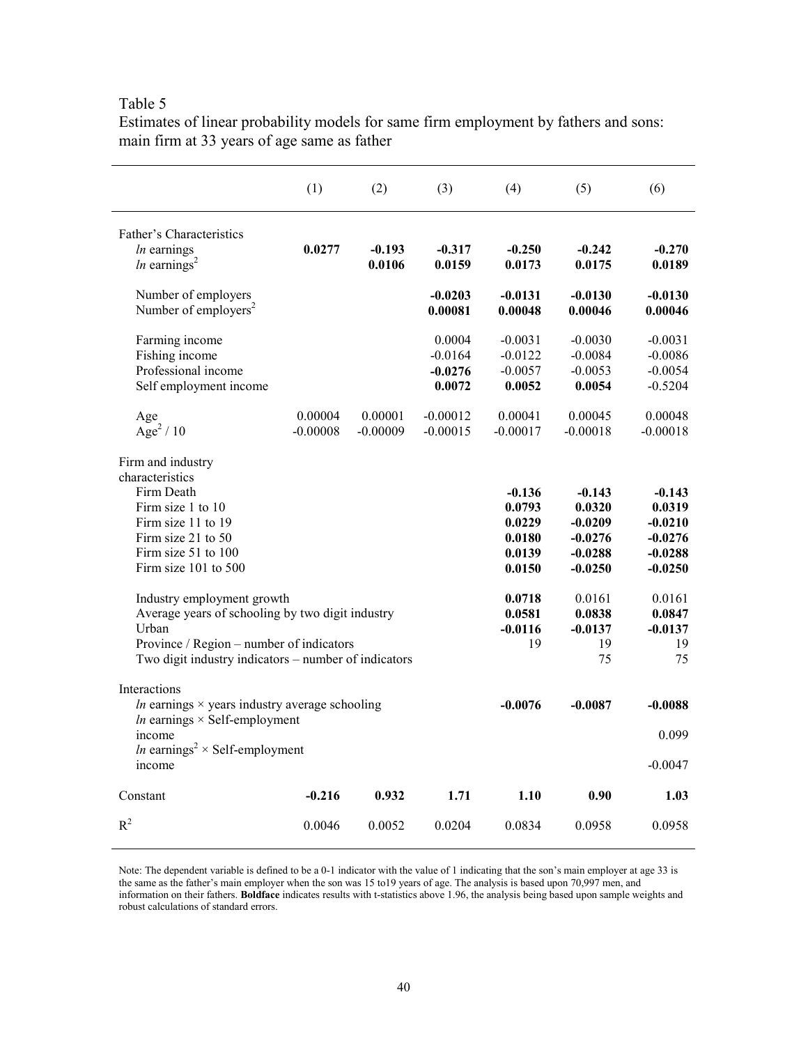Table 5

Estimates of linear probability models for same firm employment by fathers and sons: main firm at 33 years of age same as father

| | (1) | (2) | (3) | (4) | (5) | (6) |
|---|---|---|---|---|---|---|
| Father's Characteristics | | | | | | |
| *ln* earnings | **0.0277** | **-0.193** | **-0.317** | **-0.250** | **-0.242** | **-0.270** |
| *ln* earnings$^2$ | | **0.0106** | **0.0159** | **0.0173** | **0.0175** | **0.0189** |
| Number of employers | | | **-0.0203** | **-0.0131** | **-0.0130** | **-0.0130** |
| Number of employers$^2$ | | | **0.00081** | **0.00048** | **0.00046** | **0.00046** |
| Farming income | | | 0.0004 | -0.0031 | -0.0030 | -0.0031 |
| Fishing income | | | -0.0164 | -0.0122 | -0.0084 | -0.0086 |
| Professional income | | | **-0.0276** | -0.0057 | -0.0053 | -0.0054 |
| Self employment income | | | **0.0072** | **0.0052** | **0.0054** | -0.5204 |
| Age | 0.00004 | 0.00001 | -0.00012 | 0.00041 | 0.00045 | 0.00048 |
| Age$^2$ / 10 | -0.00008 | -0.00009 | -0.00015 | -0.00017 | -0.00018 | -0.00018 |
| Firm and industry characteristics | | | | | | |
| Firm Death | | | | **-0.136** | **-0.143** | **-0.143** |
| Firm size 1 to 10 | | | | **0.0793** | **0.0320** | **0.0319** |
| Firm size 11 to 19 | | | | **0.0229** | **-0.0209** | **-0.0210** |
| Firm size 21 to 50 | | | | **0.0180** | **-0.0276** | **-0.0276** |
| Firm size 51 to 100 | | | | **0.0139** | **-0.0288** | **-0.0288** |
| Firm size 101 to 500 | | | | **0.0150** | **-0.0250** | **-0.0250** |
| Industry employment growth | | | | **0.0718** | 0.0161 | 0.0161 |
| Average years of schooling by two digit industry | | | | **0.0581** | **0.0838** | **0.0847** |
| Urban | | | | **-0.0116** | **-0.0137** | **-0.0137** |
| Province / Region – number of indicators | | | | 19 | 19 | 19 |
| Two digit industry indicators – number of indicators | | | | | 75 | 75 |
| Interactions | | | | | | |
| *ln* earnings × years industry average schooling | | | | **-0.0076** | **-0.0087** | **-0.0088** |
| *ln* earnings × Self-employment income | | | | | | 0.099 |
| *ln* earnings$^2$ × Self-employment income | | | | | | -0.0047 |
| Constant | **-0.216** | **0.932** | **1.71** | **1.10** | **0.90** | **1.03** |
| $R^2$ | 0.0046 | 0.0052 | 0.0204 | 0.0834 | 0.0958 | 0.0958 |

Note: The dependent variable is defined to be a 0-1 indicator with the value of 1 indicating that the son's main employer at age 33 is the same as the father's main employer when the son was 15 to19 years of age. The analysis is based upon 70,997 men, and information on their fathers. **Boldface** indicates results with t-statistics above 1.96, the analysis being based upon sample weights and robust calculations of standard errors.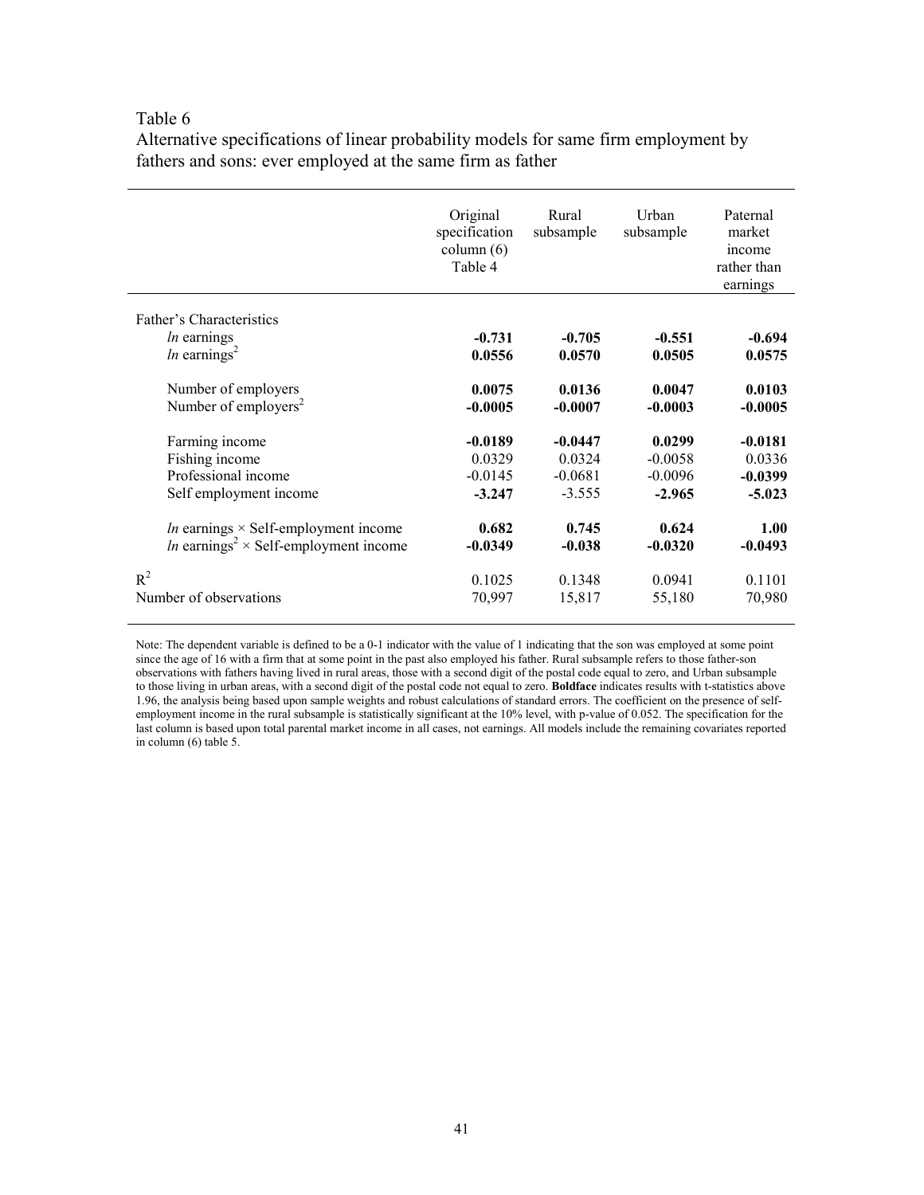Table 6

Alternative specifications of linear probability models for same firm employment by fathers and sons: ever employed at the same firm as father

| | Original specification column (6) Table 4 | Rural subsample | Urban subsample | Paternal market income rather than earnings |
|---|---|---|---|---|
| Father's Characteristics | | | | |
| *ln* earnings | **-0.731** | **-0.705** | **-0.551** | **-0.694** |
| *ln* earnings$^2$ | **0.0556** | **0.0570** | **0.0505** | **0.0575** |
| Number of employers | **0.0075** | **0.0136** | **0.0047** | **0.0103** |
| Number of employers$^2$ | **-0.0005** | **-0.0007** | **-0.0003** | **-0.0005** |
| Farming income | **-0.0189** | **-0.0447** | **0.0299** | **-0.0181** |
| Fishing income | 0.0329 | 0.0324 | -0.0058 | 0.0336 |
| Professional income | -0.0145 | -0.0681 | -0.0096 | **-0.0399** |
| Self employment income | **-3.247** | -3.555 | **-2.965** | **-5.023** |
| *ln* earnings × Self-employment income | **0.682** | **0.745** | **0.624** | **1.00** |
| *ln* earnings$^2$ × Self-employment income | **-0.0349** | **-0.038** | **-0.0320** | **-0.0493** |
| $R^2$ | 0.1025 | 0.1348 | 0.0941 | 0.1101 |
| Number of observations | 70,997 | 15,817 | 55,180 | 70,980 |

Note: The dependent variable is defined to be a 0-1 indicator with the value of 1 indicating that the son was employed at some point since the age of 16 with a firm that at some point in the past also employed his father. Rural subsample refers to those father-son observations with fathers having lived in rural areas, those with a second digit of the postal code equal to zero, and Urban subsample to those living in urban areas, with a second digit of the postal code not equal to zero. **Boldface** indicates results with t-statistics above 1.96, the analysis being based upon sample weights and robust calculations of standard errors. The coefficient on the presence of self-employment income in the rural subsample is statistically significant at the 10% level, with p-value of 0.052. The specification for the last column is based upon total parental market income in all cases, not earnings. All models include the remaining covariates reported in column (6) table 5.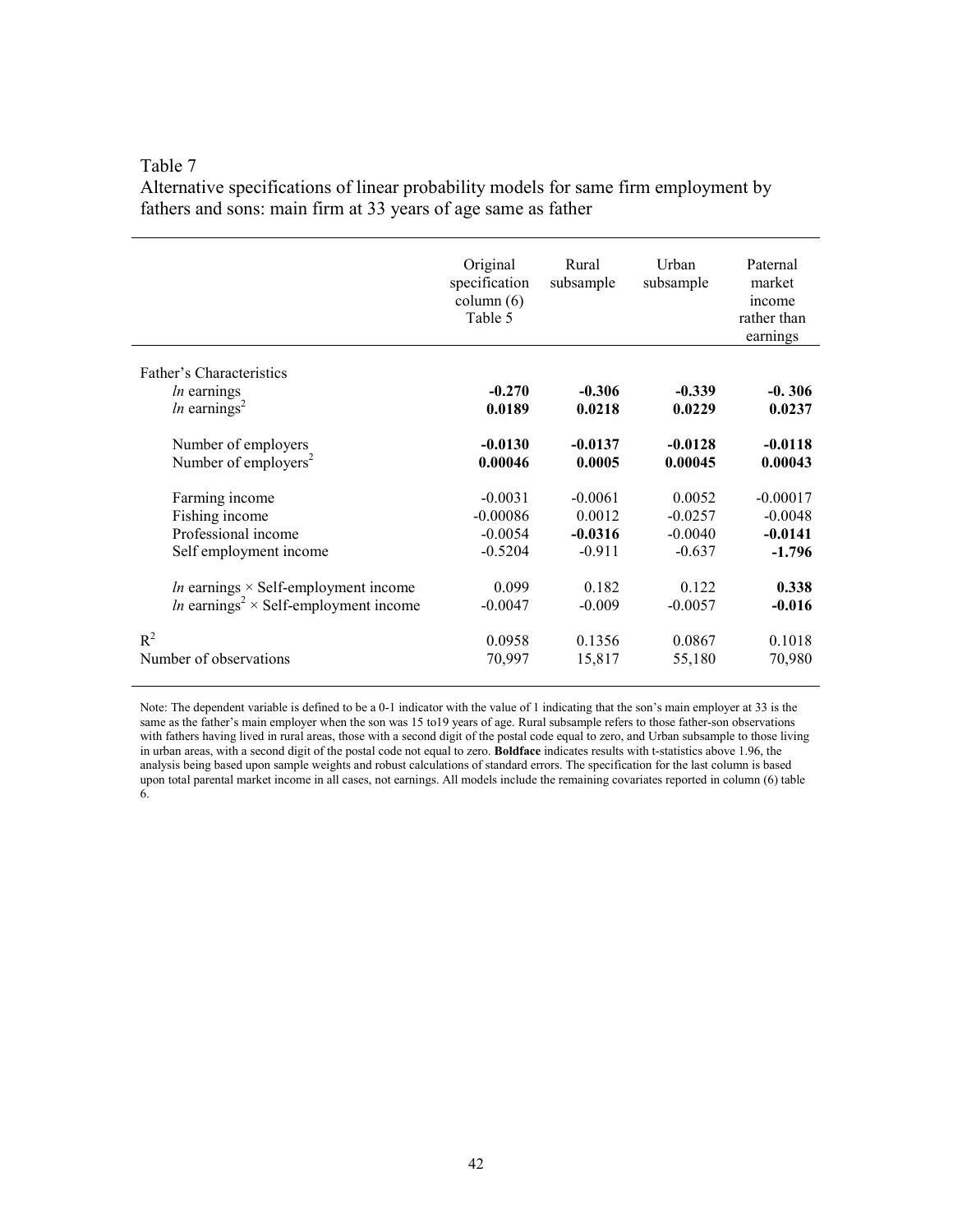Table 7

Alternative specifications of linear probability models for same firm employment by fathers and sons: main firm at 33 years of age same as father

| | Original specification column (6) Table 5 | Rural subsample | Urban subsample | Paternal market income rather than earnings |
|---|---|---|---|---|
| Father's Characteristics | | | | |
| *ln* earnings | **-0.270** | **-0.306** | **-0.339** | **-0. 306** |
| *ln* earnings$^2$ | **0.0189** | **0.0218** | **0.0229** | **0.0237** |
| Number of employers | **-0.0130** | **-0.0137** | **-0.0128** | **-0.0118** |
| Number of employers$^2$ | **0.00046** | **0.0005** | **0.00045** | **0.00043** |
| Farming income | -0.0031 | -0.0061 | 0.0052 | -0.00017 |
| Fishing income | -0.00086 | 0.0012 | -0.0257 | -0.0048 |
| Professional income | -0.0054 | **-0.0316** | -0.0040 | **-0.0141** |
| Self employment income | -0.5204 | -0.911 | -0.637 | **-1.796** |
| *ln* earnings × Self-employment income | 0.099 | 0.182 | 0.122 | **0.338** |
| *ln* earnings$^2$ × Self-employment income | -0.0047 | -0.009 | -0.0057 | **-0.016** |
| $R^2$ | 0.0958 | 0.1356 | 0.0867 | 0.1018 |
| Number of observations | 70,997 | 15,817 | 55,180 | 70,980 |

Note: The dependent variable is defined to be a 0-1 indicator with the value of 1 indicating that the son's main employer at 33 is the same as the father's main employer when the son was 15 to19 years of age. Rural subsample refers to those father-son observations with fathers having lived in rural areas, those with a second digit of the postal code equal to zero, and Urban subsample to those living in urban areas, with a second digit of the postal code not equal to zero. **Boldface** indicates results with t-statistics above 1.96, the analysis being based upon sample weights and robust calculations of standard errors. The specification for the last column is based upon total parental market income in all cases, not earnings. All models include the remaining covariates reported in column (6) table 6.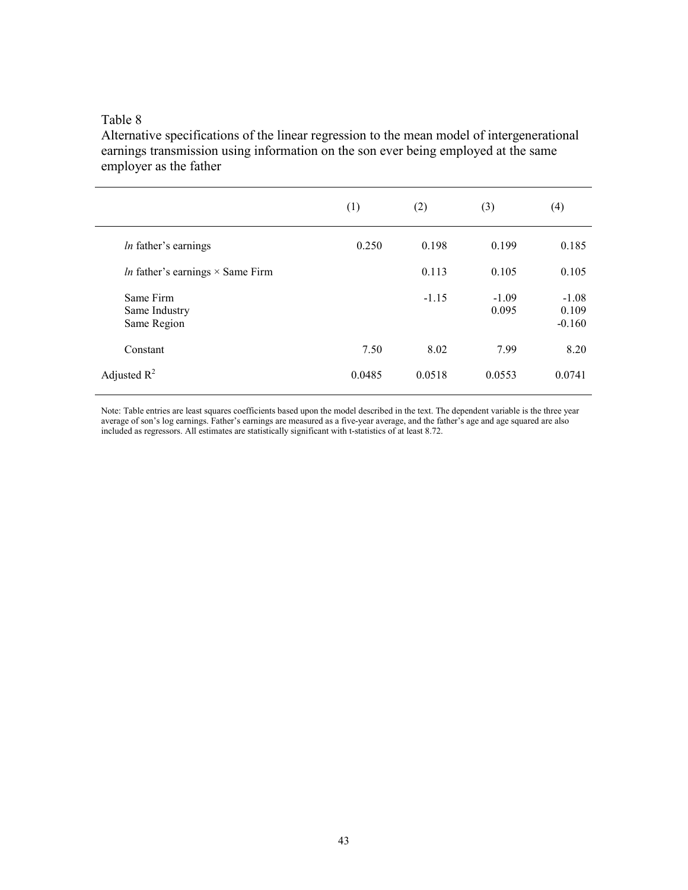Table 8

Alternative specifications of the linear regression to the mean model of intergenerational earnings transmission using information on the son ever being employed at the same employer as the father

| | (1) | (2) | (3) | (4) |
|---|---|---|---|---|
| *ln* father's earnings | 0.250 | 0.198 | 0.199 | 0.185 |
| *ln* father's earnings × Same Firm | | 0.113 | 0.105 | 0.105 |
| Same Firm | | -1.15 | -1.09 | -1.08 |
| Same Industry | | | 0.095 | 0.109 |
| Same Region | | | | -0.160 |
| Constant | 7.50 | 8.02 | 7.99 | 8.20 |
| Adjusted $R^2$ | 0.0485 | 0.0518 | 0.0553 | 0.0741 |

Note: Table entries are least squares coefficients based upon the model described in the text. The dependent variable is the three year average of son's log earnings. Father's earnings are measured as a five-year average, and the father's age and age squared are also included as regressors. All estimates are statistically significant with t-statistics of at least 8.72.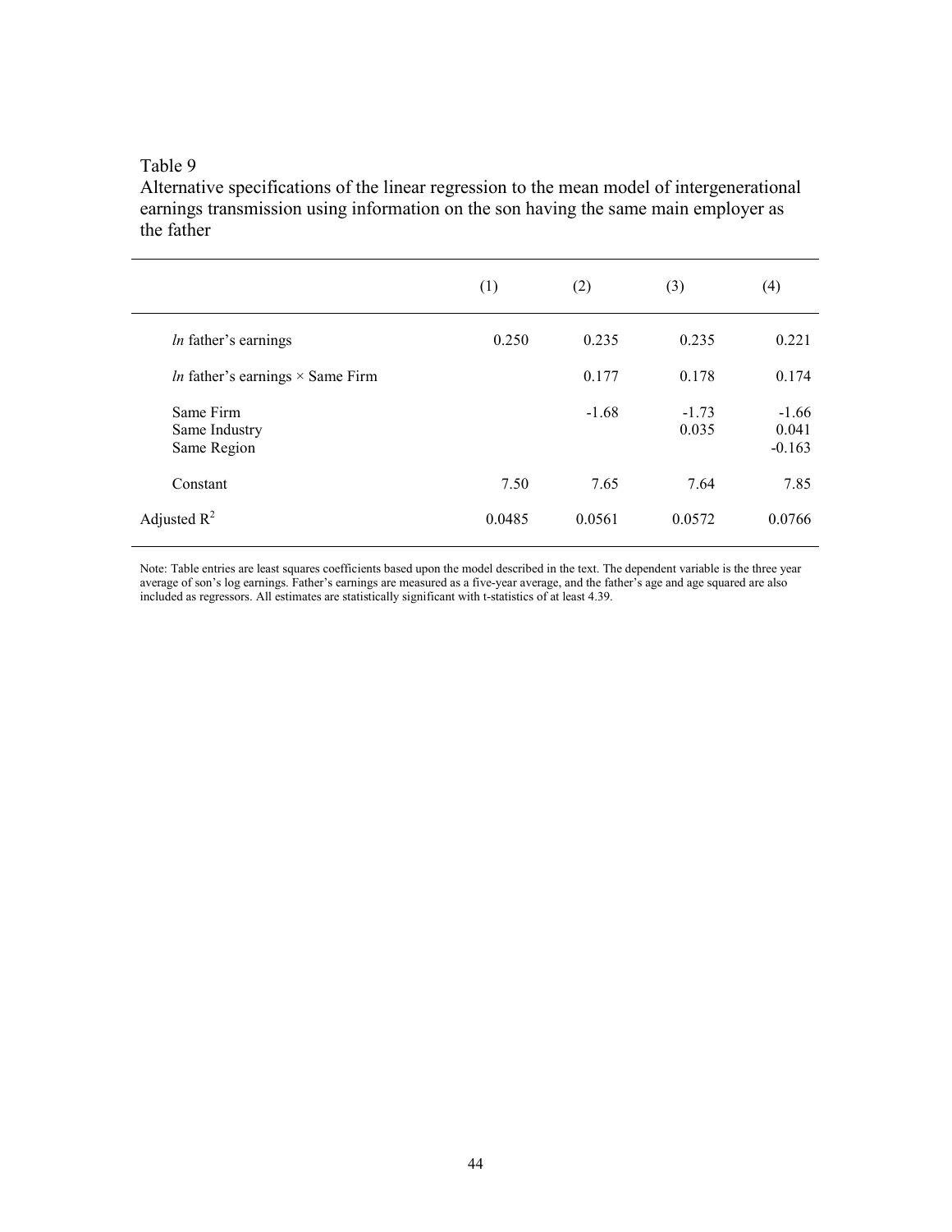Table 9

Alternative specifications of the linear regression to the mean model of intergenerational earnings transmission using information on the son having the same main employer as the father

| | (1) | (2) | (3) | (4) |
|---|---|---|---|---|
| *ln* father's earnings | 0.250 | 0.235 | 0.235 | 0.221 |
| *ln* father's earnings × Same Firm | | 0.177 | 0.178 | 0.174 |
| Same Firm | | -1.68 | -1.73 | -1.66 |
| Same Industry | | | 0.035 | 0.041 |
| Same Region | | | | -0.163 |
| Constant | 7.50 | 7.65 | 7.64 | 7.85 |
| Adjusted $R^2$ | 0.0485 | 0.0561 | 0.0572 | 0.0766 |

Note: Table entries are least squares coefficients based upon the model described in the text. The dependent variable is the three year average of son's log earnings. Father's earnings are measured as a five-year average, and the father's age and age squared are also included as regressors. All estimates are statistically significant with t-statistics of at least 4.39.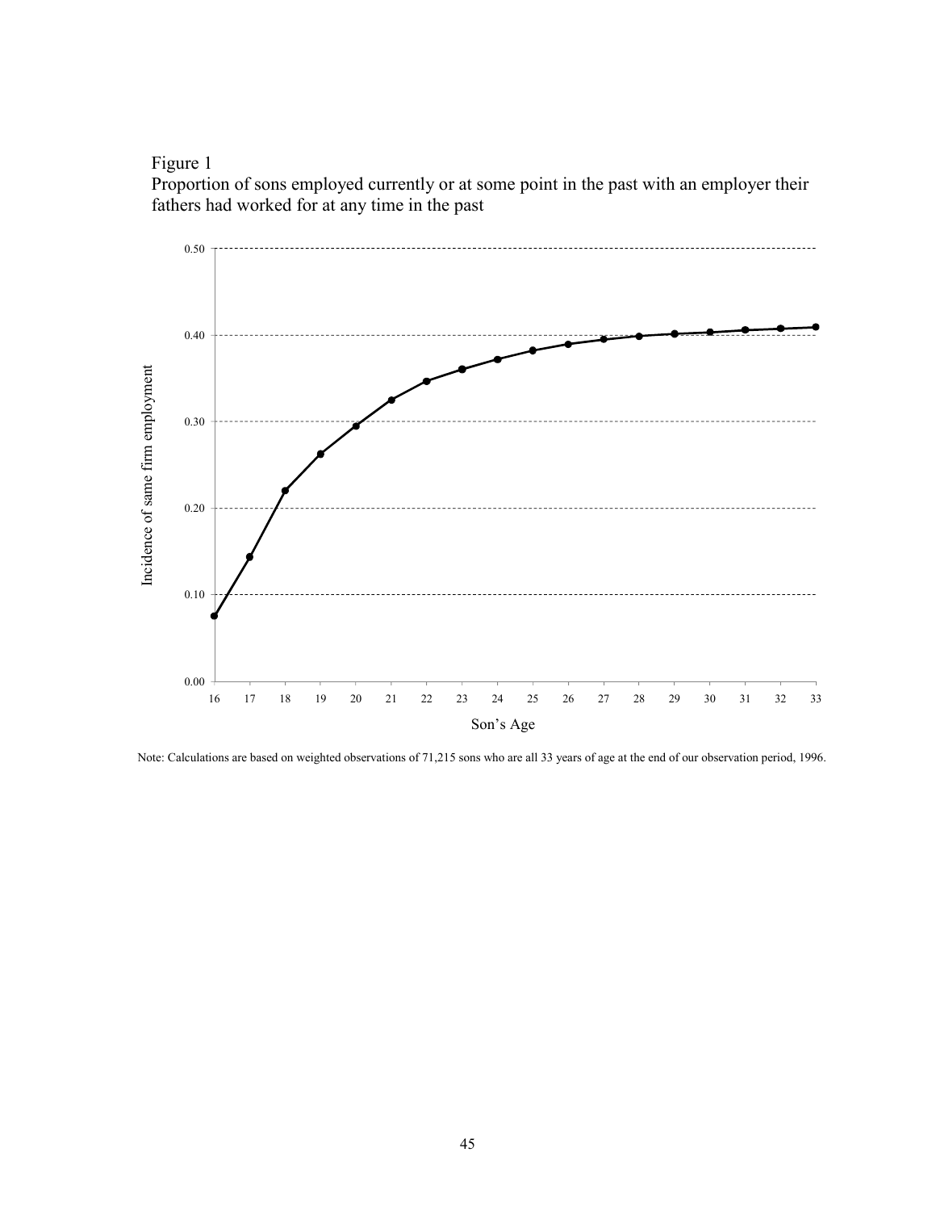Figure 1

Proportion of sons employed currently or at some point in the past with an employer their fathers had worked for at any time in the past

Note: Calculations are based on weighted observations of 71,215 sons who are all 33 years of age at the end of our observation period, 1996.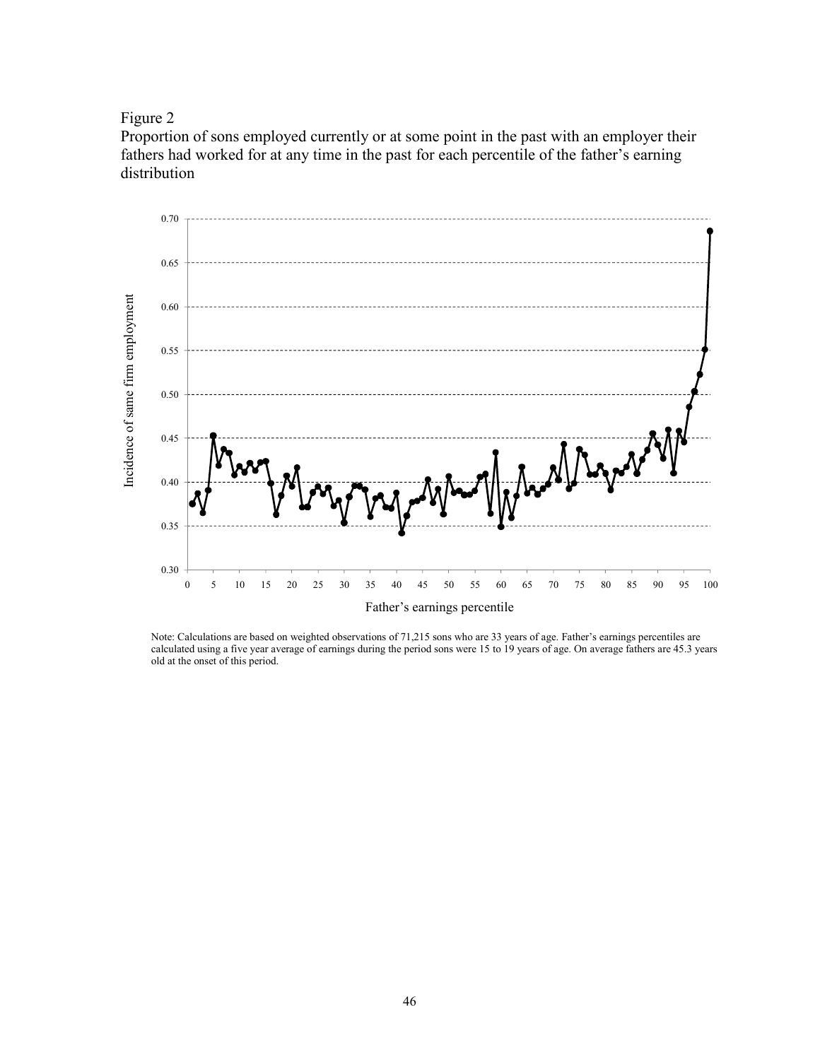Figure 2

Proportion of sons employed currently or at some point in the past with an employer their fathers had worked for at any time in the past for each percentile of the father's earning distribution

Note: Calculations are based on weighted observations of 71,215 sons who are 33 years of age. Father's earnings percentiles are calculated using a five year average of earnings during the period sons were 15 to 19 years of age. On average fathers are 45.3 years old at the onset of this period.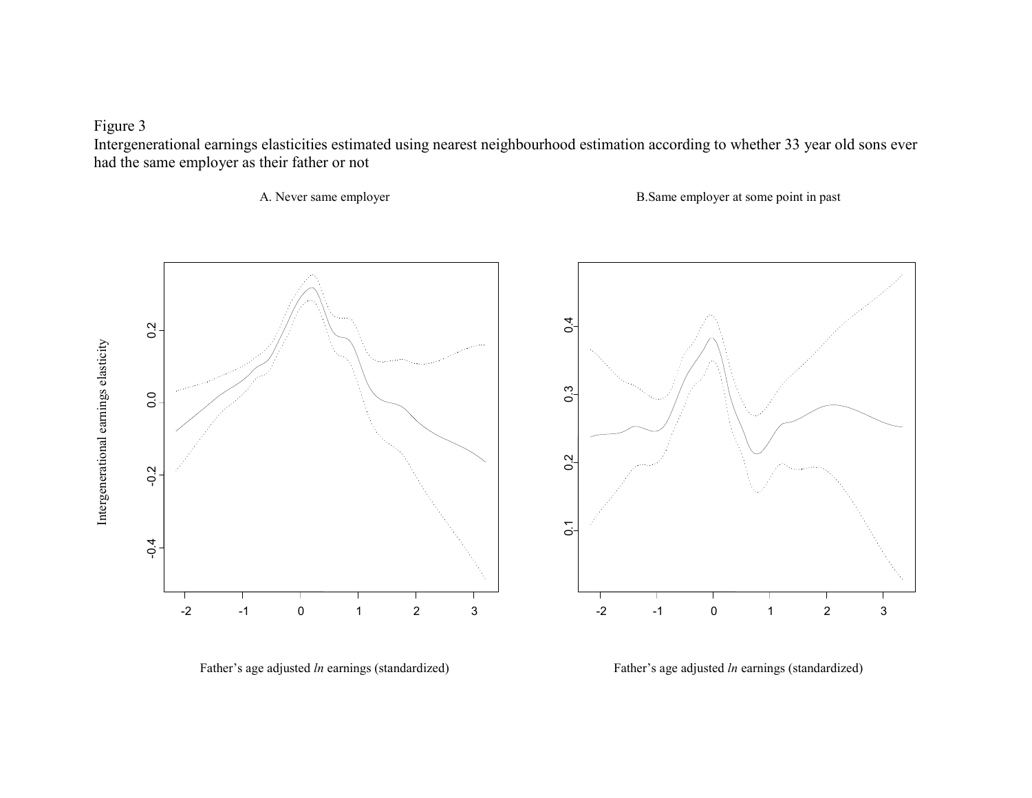Figure 3

Intergenerational earnings elasticities estimated using nearest neighbourhood estimation according to whether 33 year old sons ever had the same employer as their father or not

A. Never same employer

B.Same employer at some point in past

Intergenerational earnings elasticity

Father's age adjusted *ln* earnings (standardized)

Father's age adjusted *ln* earnings (standardized)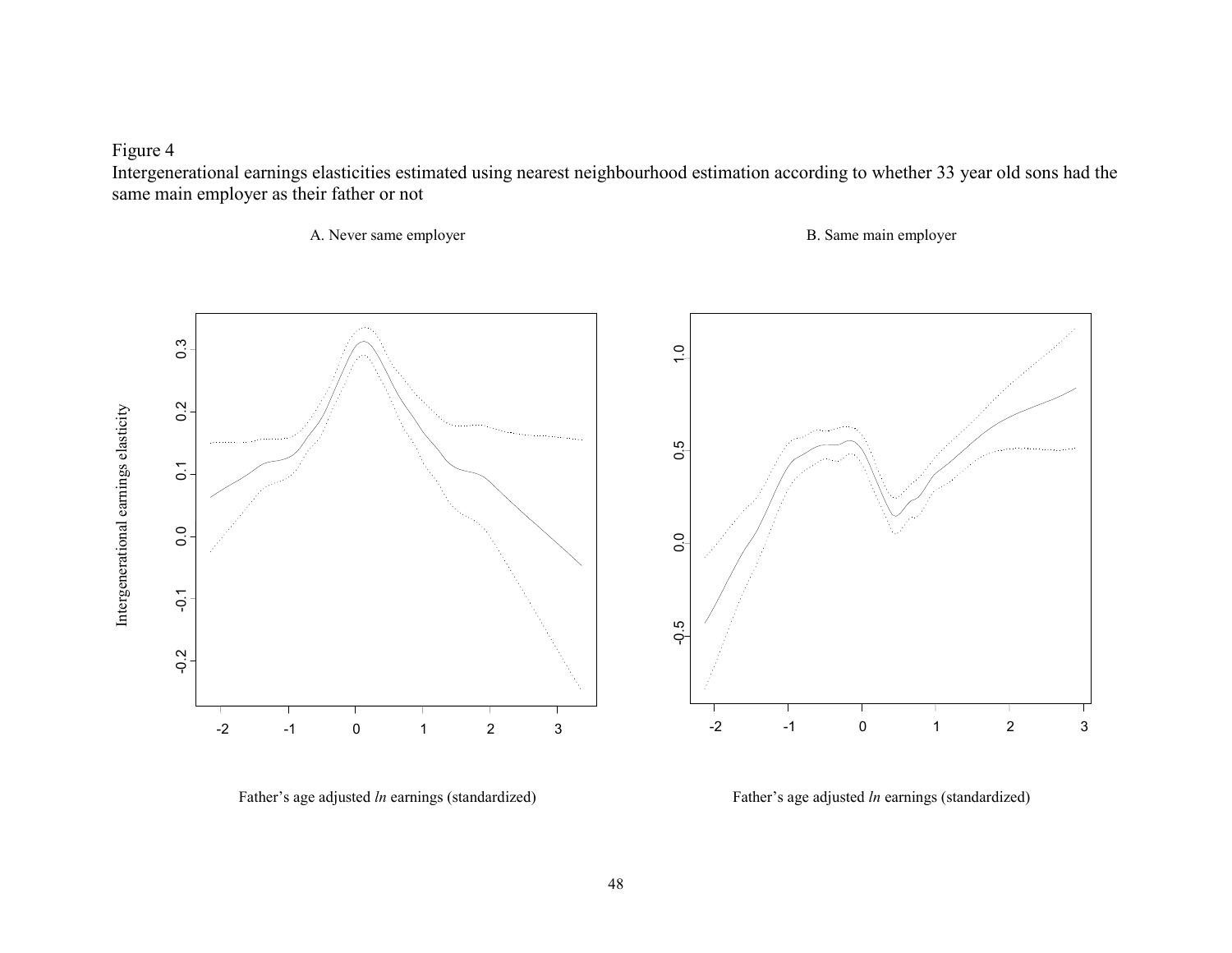Figure 4

Intergenerational earnings elasticities estimated using nearest neighbourhood estimation according to whether 33 year old sons had the same main employer as their father or not

A. Never same employer

B. Same main employer

Intergenerational earnings elasticity

0.3
0.2
0.1
0.0
-0.1
-0.2

-2 -1 0 1 2 3

Father's age adjusted *ln* earnings (standardized)

1.0
0.5
0.0
-0.5

-2 -1 0 1 2 3

Father's age adjusted *ln* earnings (standardized)